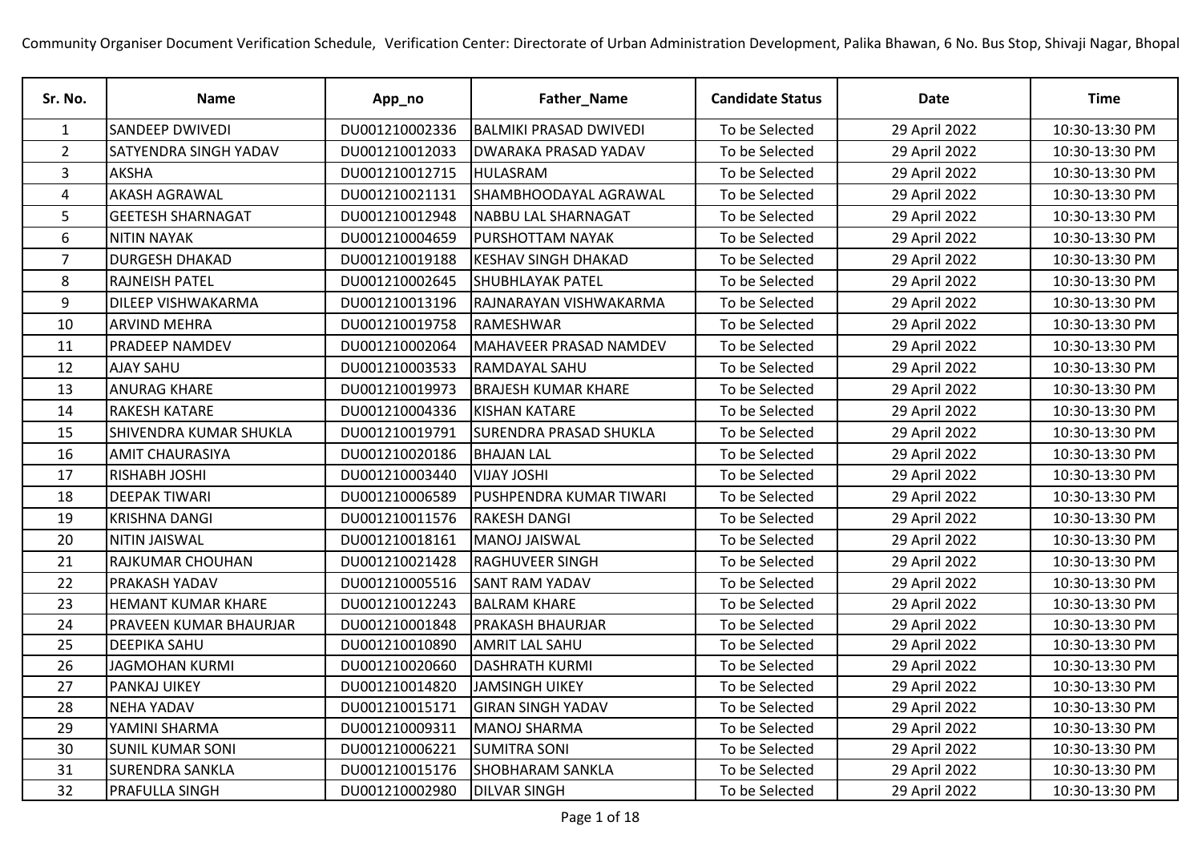Community Organiser Document Verification Schedule, Verification Center: Directorate of Urban Administration Development, Palika Bhawan, 6 No. Bus Stop, Shivaji Nagar, Bhopal

| Sr. No. | Name | App_no | Father_Name | Candidate Status | Date | Time |
|---|---|---|---|---|---|---|
| 1 | SANDEEP DWIVEDI | DU001210002336 | BALMIKI PRASAD DWIVEDI | To be Selected | 29 April 2022 | 10:30-13:30 PM |
| 2 | SATYENDRA SINGH YADAV | DU001210012033 | DWARAKA PRASAD YADAV | To be Selected | 29 April 2022 | 10:30-13:30 PM |
| 3 | AKSHA | DU001210012715 | HULASRAM | To be Selected | 29 April 2022 | 10:30-13:30 PM |
| 4 | AKASH AGRAWAL | DU001210021131 | SHAMBHOODAYAL AGRAWAL | To be Selected | 29 April 2022 | 10:30-13:30 PM |
| 5 | GEETESH SHARNAGAT | DU001210012948 | NABBU LAL SHARNAGAT | To be Selected | 29 April 2022 | 10:30-13:30 PM |
| 6 | NITIN NAYAK | DU001210004659 | PURSHOTTAM NAYAK | To be Selected | 29 April 2022 | 10:30-13:30 PM |
| 7 | DURGESH DHAKAD | DU001210019188 | KESHAV SINGH DHAKAD | To be Selected | 29 April 2022 | 10:30-13:30 PM |
| 8 | RAJNEISH PATEL | DU001210002645 | SHUBHLAYAK PATEL | To be Selected | 29 April 2022 | 10:30-13:30 PM |
| 9 | DILEEP VISHWAKARMA | DU001210013196 | RAJNARAYAN VISHWAKARMA | To be Selected | 29 April 2022 | 10:30-13:30 PM |
| 10 | ARVIND MEHRA | DU001210019758 | RAMESHWAR | To be Selected | 29 April 2022 | 10:30-13:30 PM |
| 11 | PRADEEP NAMDEV | DU001210002064 | MAHAVEER PRASAD NAMDEV | To be Selected | 29 April 2022 | 10:30-13:30 PM |
| 12 | AJAY SAHU | DU001210003533 | RAMDAYAL SAHU | To be Selected | 29 April 2022 | 10:30-13:30 PM |
| 13 | ANURAG KHARE | DU001210019973 | BRAJESH KUMAR KHARE | To be Selected | 29 April 2022 | 10:30-13:30 PM |
| 14 | RAKESH KATARE | DU001210004336 | KISHAN KATARE | To be Selected | 29 April 2022 | 10:30-13:30 PM |
| 15 | SHIVENDRA KUMAR SHUKLA | DU001210019791 | SURENDRA PRASAD SHUKLA | To be Selected | 29 April 2022 | 10:30-13:30 PM |
| 16 | AMIT CHAURASIYA | DU001210020186 | BHAJAN LAL | To be Selected | 29 April 2022 | 10:30-13:30 PM |
| 17 | RISHABH JOSHI | DU001210003440 | VIJAY JOSHI | To be Selected | 29 April 2022 | 10:30-13:30 PM |
| 18 | DEEPAK TIWARI | DU001210006589 | PUSHPENDRA KUMAR TIWARI | To be Selected | 29 April 2022 | 10:30-13:30 PM |
| 19 | KRISHNA DANGI | DU001210011576 | RAKESH DANGI | To be Selected | 29 April 2022 | 10:30-13:30 PM |
| 20 | NITIN JAISWAL | DU001210018161 | MANOJ JAISWAL | To be Selected | 29 April 2022 | 10:30-13:30 PM |
| 21 | RAJKUMAR CHOUHAN | DU001210021428 | RAGHUVEER SINGH | To be Selected | 29 April 2022 | 10:30-13:30 PM |
| 22 | PRAKASH YADAV | DU001210005516 | SANT RAM YADAV | To be Selected | 29 April 2022 | 10:30-13:30 PM |
| 23 | HEMANT KUMAR KHARE | DU001210012243 | BALRAM KHARE | To be Selected | 29 April 2022 | 10:30-13:30 PM |
| 24 | PRAVEEN KUMAR BHAURJAR | DU001210001848 | PRAKASH BHAURJAR | To be Selected | 29 April 2022 | 10:30-13:30 PM |
| 25 | DEEPIKA SAHU | DU001210010890 | AMRIT LAL SAHU | To be Selected | 29 April 2022 | 10:30-13:30 PM |
| 26 | JAGMOHAN KURMI | DU001210020660 | DASHRATH KURMI | To be Selected | 29 April 2022 | 10:30-13:30 PM |
| 27 | PANKAJ UIKEY | DU001210014820 | JAMSINGH UIKEY | To be Selected | 29 April 2022 | 10:30-13:30 PM |
| 28 | NEHA YADAV | DU001210015171 | GIRAN SINGH YADAV | To be Selected | 29 April 2022 | 10:30-13:30 PM |
| 29 | YAMINI SHARMA | DU001210009311 | MANOJ SHARMA | To be Selected | 29 April 2022 | 10:30-13:30 PM |
| 30 | SUNIL KUMAR SONI | DU001210006221 | SUMITRA SONI | To be Selected | 29 April 2022 | 10:30-13:30 PM |
| 31 | SURENDRA SANKLA | DU001210015176 | SHOBHARAM SANKLA | To be Selected | 29 April 2022 | 10:30-13:30 PM |
| 32 | PRAFULLA SINGH | DU001210002980 | DILVAR SINGH | To be Selected | 29 April 2022 | 10:30-13:30 PM |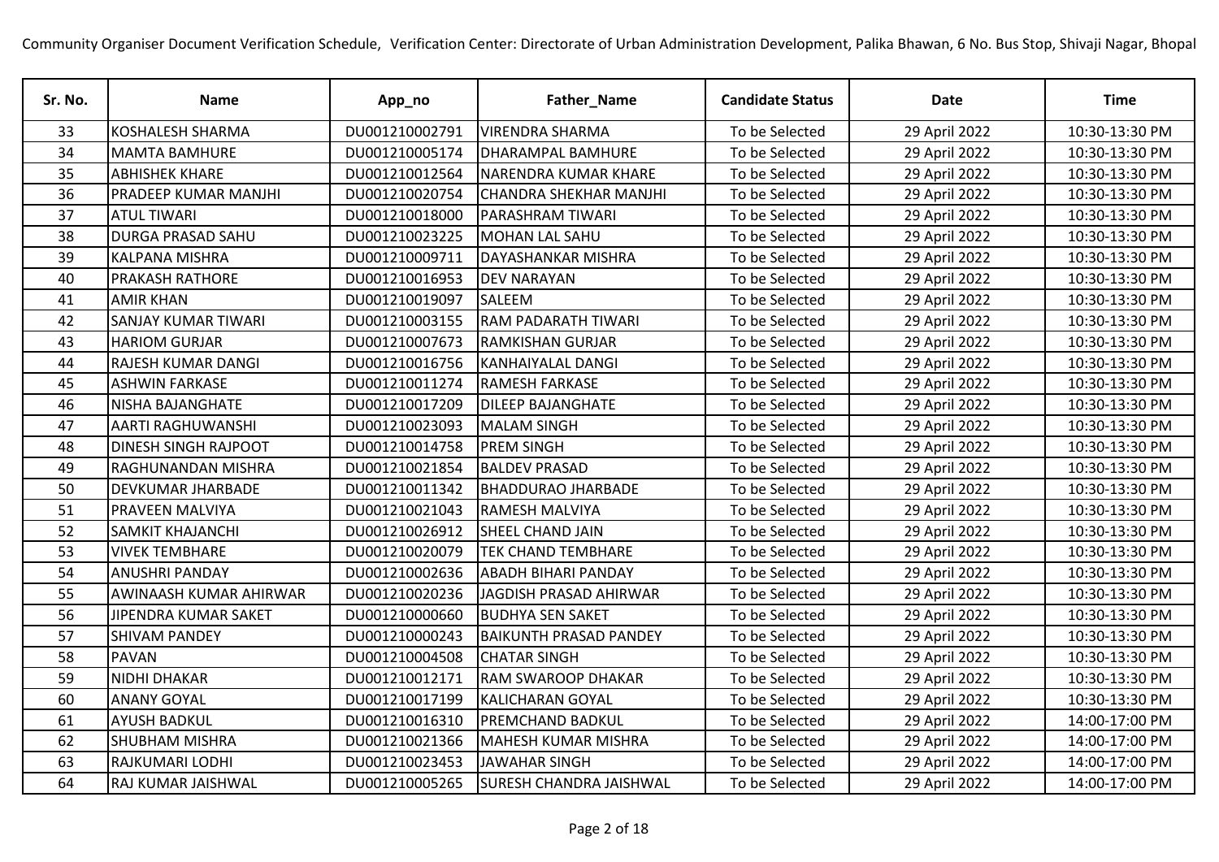Community Organiser Document Verification Schedule, Verification Center: Directorate of Urban Administration Development, Palika Bhawan, 6 No. Bus Stop, Shivaji Nagar, Bhopal

| Sr. No. | Name | App_no | Father_Name | Candidate Status | Date | Time |
|---|---|---|---|---|---|---|
| 33 | KOSHALESH SHARMA | DU001210002791 | VIRENDRA SHARMA | To be Selected | 29 April 2022 | 10:30-13:30 PM |
| 34 | MAMTA BAMHURE | DU001210005174 | DHARAMPAL BAMHURE | To be Selected | 29 April 2022 | 10:30-13:30 PM |
| 35 | ABHISHEK KHARE | DU001210012564 | NARENDRA KUMAR KHARE | To be Selected | 29 April 2022 | 10:30-13:30 PM |
| 36 | PRADEEP KUMAR MANJHI | DU001210020754 | CHANDRA SHEKHAR MANJHI | To be Selected | 29 April 2022 | 10:30-13:30 PM |
| 37 | ATUL TIWARI | DU001210018000 | PARASHRAM TIWARI | To be Selected | 29 April 2022 | 10:30-13:30 PM |
| 38 | DURGA PRASAD SAHU | DU001210023225 | MOHAN LAL SAHU | To be Selected | 29 April 2022 | 10:30-13:30 PM |
| 39 | KALPANA MISHRA | DU001210009711 | DAYASHANKAR MISHRA | To be Selected | 29 April 2022 | 10:30-13:30 PM |
| 40 | PRAKASH RATHORE | DU001210016953 | DEV NARAYAN | To be Selected | 29 April 2022 | 10:30-13:30 PM |
| 41 | AMIR KHAN | DU001210019097 | SALEEM | To be Selected | 29 April 2022 | 10:30-13:30 PM |
| 42 | SANJAY KUMAR TIWARI | DU001210003155 | RAM PADARATH TIWARI | To be Selected | 29 April 2022 | 10:30-13:30 PM |
| 43 | HARIOM GURJAR | DU001210007673 | RAMKISHAN GURJAR | To be Selected | 29 April 2022 | 10:30-13:30 PM |
| 44 | RAJESH KUMAR DANGI | DU001210016756 | KANHAIYALAL DANGI | To be Selected | 29 April 2022 | 10:30-13:30 PM |
| 45 | ASHWIN FARKASE | DU001210011274 | RAMESH FARKASE | To be Selected | 29 April 2022 | 10:30-13:30 PM |
| 46 | NISHA BAJANGHATE | DU001210017209 | DILEEP BAJANGHATE | To be Selected | 29 April 2022 | 10:30-13:30 PM |
| 47 | AARTI RAGHUWANSHI | DU001210023093 | MALAM SINGH | To be Selected | 29 April 2022 | 10:30-13:30 PM |
| 48 | DINESH SINGH RAJPOOT | DU001210014758 | PREM SINGH | To be Selected | 29 April 2022 | 10:30-13:30 PM |
| 49 | RAGHUNANDAN MISHRA | DU001210021854 | BALDEV PRASAD | To be Selected | 29 April 2022 | 10:30-13:30 PM |
| 50 | DEVKUMAR JHARBADE | DU001210011342 | BHADDURAO JHARBADE | To be Selected | 29 April 2022 | 10:30-13:30 PM |
| 51 | PRAVEEN MALVIYA | DU001210021043 | RAMESH MALVIYA | To be Selected | 29 April 2022 | 10:30-13:30 PM |
| 52 | SAMKIT KHAJANCHI | DU001210026912 | SHEEL CHAND JAIN | To be Selected | 29 April 2022 | 10:30-13:30 PM |
| 53 | VIVEK TEMBHARE | DU001210020079 | TEK CHAND TEMBHARE | To be Selected | 29 April 2022 | 10:30-13:30 PM |
| 54 | ANUSHRI PANDAY | DU001210002636 | ABADH BIHARI PANDAY | To be Selected | 29 April 2022 | 10:30-13:30 PM |
| 55 | AWINAASH KUMAR AHIRWAR | DU001210020236 | JAGDISH PRASAD AHIRWAR | To be Selected | 29 April 2022 | 10:30-13:30 PM |
| 56 | JIPENDRA KUMAR SAKET | DU001210000660 | BUDHYA SEN SAKET | To be Selected | 29 April 2022 | 10:30-13:30 PM |
| 57 | SHIVAM PANDEY | DU001210000243 | BAIKUNTH PRASAD PANDEY | To be Selected | 29 April 2022 | 10:30-13:30 PM |
| 58 | PAVAN | DU001210004508 | CHATAR SINGH | To be Selected | 29 April 2022 | 10:30-13:30 PM |
| 59 | NIDHI DHAKAR | DU001210012171 | RAM SWAROOP DHAKAR | To be Selected | 29 April 2022 | 10:30-13:30 PM |
| 60 | ANANY GOYAL | DU001210017199 | KALICHARAN GOYAL | To be Selected | 29 April 2022 | 10:30-13:30 PM |
| 61 | AYUSH BADKUL | DU001210016310 | PREMCHAND BADKUL | To be Selected | 29 April 2022 | 14:00-17:00 PM |
| 62 | SHUBHAM MISHRA | DU001210021366 | MAHESH KUMAR MISHRA | To be Selected | 29 April 2022 | 14:00-17:00 PM |
| 63 | RAJKUMARI LODHI | DU001210023453 | JAWAHAR SINGH | To be Selected | 29 April 2022 | 14:00-17:00 PM |
| 64 | RAJ KUMAR JAISHWAL | DU001210005265 | SURESH CHANDRA JAISHWAL | To be Selected | 29 April 2022 | 14:00-17:00 PM |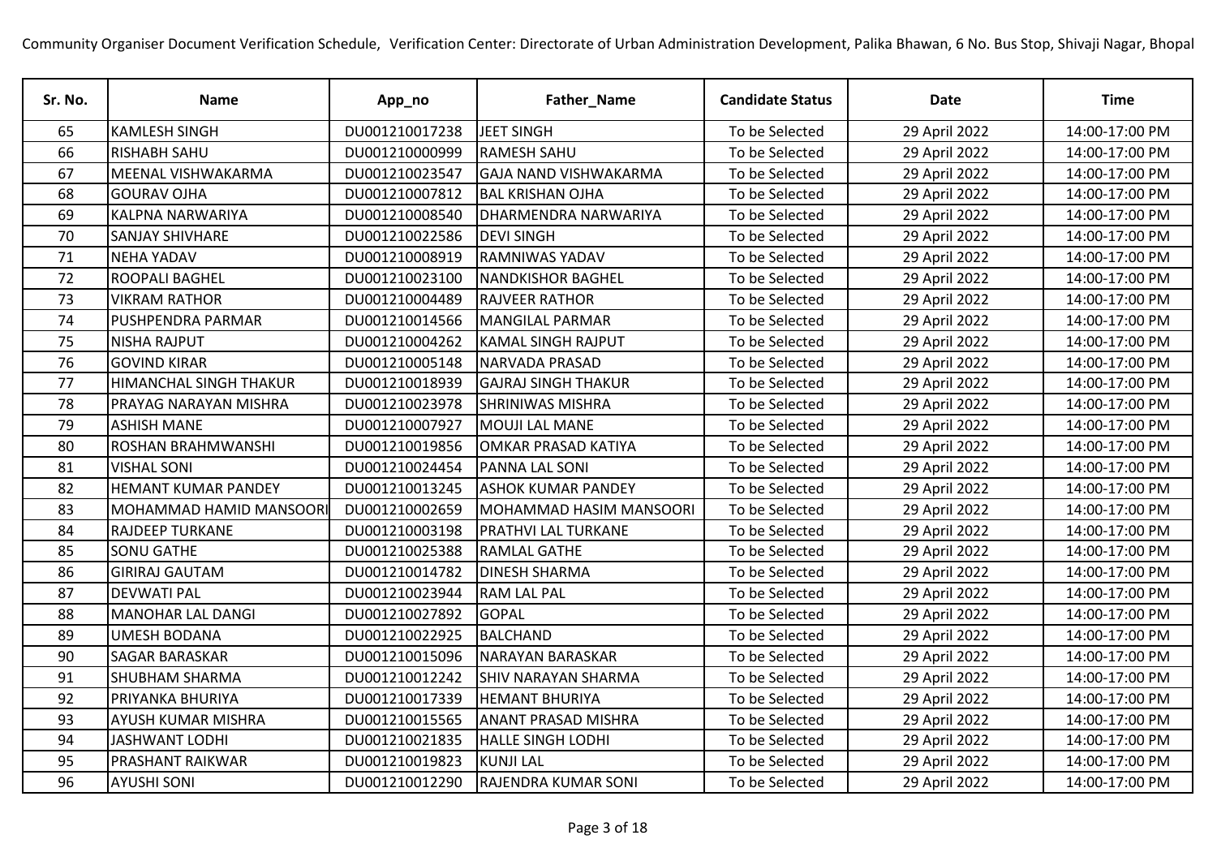Community Organiser Document Verification Schedule, Verification Center: Directorate of Urban Administration Development, Palika Bhawan, 6 No. Bus Stop, Shivaji Nagar, Bhopal

| Sr. No. | Name | App_no | Father_Name | Candidate Status | Date | Time |
|---|---|---|---|---|---|---|
| 65 | KAMLESH SINGH | DU001210017238 | JEET SINGH | To be Selected | 29 April 2022 | 14:00-17:00 PM |
| 66 | RISHABH SAHU | DU001210000999 | RAMESH SAHU | To be Selected | 29 April 2022 | 14:00-17:00 PM |
| 67 | MEENAL VISHWAKARMA | DU001210023547 | GAJA NAND VISHWAKARMA | To be Selected | 29 April 2022 | 14:00-17:00 PM |
| 68 | GOURAV OJHA | DU001210007812 | BAL KRISHAN OJHA | To be Selected | 29 April 2022 | 14:00-17:00 PM |
| 69 | KALPNA NARWARIYA | DU001210008540 | DHARMENDRA NARWARIYA | To be Selected | 29 April 2022 | 14:00-17:00 PM |
| 70 | SANJAY SHIVHARE | DU001210022586 | DEVI SINGH | To be Selected | 29 April 2022 | 14:00-17:00 PM |
| 71 | NEHA YADAV | DU001210008919 | RAMNIWAS YADAV | To be Selected | 29 April 2022 | 14:00-17:00 PM |
| 72 | ROOPALI BAGHEL | DU001210023100 | NANDKISHOR BAGHEL | To be Selected | 29 April 2022 | 14:00-17:00 PM |
| 73 | VIKRAM RATHOR | DU001210004489 | RAJVEER RATHOR | To be Selected | 29 April 2022 | 14:00-17:00 PM |
| 74 | PUSHPENDRA PARMAR | DU001210014566 | MANGILAL PARMAR | To be Selected | 29 April 2022 | 14:00-17:00 PM |
| 75 | NISHA RAJPUT | DU001210004262 | KAMAL SINGH RAJPUT | To be Selected | 29 April 2022 | 14:00-17:00 PM |
| 76 | GOVIND KIRAR | DU001210005148 | NARVADA PRASAD | To be Selected | 29 April 2022 | 14:00-17:00 PM |
| 77 | HIMANCHAL SINGH THAKUR | DU001210018939 | GAJRAJ SINGH THAKUR | To be Selected | 29 April 2022 | 14:00-17:00 PM |
| 78 | PRAYAG NARAYAN MISHRA | DU001210023978 | SHRINIWAS MISHRA | To be Selected | 29 April 2022 | 14:00-17:00 PM |
| 79 | ASHISH MANE | DU001210007927 | MOUJI LAL MANE | To be Selected | 29 April 2022 | 14:00-17:00 PM |
| 80 | ROSHAN BRAHMWANSHI | DU001210019856 | OMKAR PRASAD KATIYA | To be Selected | 29 April 2022 | 14:00-17:00 PM |
| 81 | VISHAL SONI | DU001210024454 | PANNA LAL SONI | To be Selected | 29 April 2022 | 14:00-17:00 PM |
| 82 | HEMANT KUMAR PANDEY | DU001210013245 | ASHOK KUMAR PANDEY | To be Selected | 29 April 2022 | 14:00-17:00 PM |
| 83 | MOHAMMAD HAMID MANSOORI | DU001210002659 | MOHAMMAD HASIM MANSOORI | To be Selected | 29 April 2022 | 14:00-17:00 PM |
| 84 | RAJDEEP TURKANE | DU001210003198 | PRATHVI LAL TURKANE | To be Selected | 29 April 2022 | 14:00-17:00 PM |
| 85 | SONU GATHE | DU001210025388 | RAMLAL GATHE | To be Selected | 29 April 2022 | 14:00-17:00 PM |
| 86 | GIRIRAJ GAUTAM | DU001210014782 | DINESH SHARMA | To be Selected | 29 April 2022 | 14:00-17:00 PM |
| 87 | DEVWATI PAL | DU001210023944 | RAM LAL PAL | To be Selected | 29 April 2022 | 14:00-17:00 PM |
| 88 | MANOHAR LAL DANGI | DU001210027892 | GOPAL | To be Selected | 29 April 2022 | 14:00-17:00 PM |
| 89 | UMESH BODANA | DU001210022925 | BALCHAND | To be Selected | 29 April 2022 | 14:00-17:00 PM |
| 90 | SAGAR BARASKAR | DU001210015096 | NARAYAN BARASKAR | To be Selected | 29 April 2022 | 14:00-17:00 PM |
| 91 | SHUBHAM SHARMA | DU001210012242 | SHIV NARAYAN SHARMA | To be Selected | 29 April 2022 | 14:00-17:00 PM |
| 92 | PRIYANKA BHURIYA | DU001210017339 | HEMANT BHURIYA | To be Selected | 29 April 2022 | 14:00-17:00 PM |
| 93 | AYUSH KUMAR MISHRA | DU001210015565 | ANANT PRASAD MISHRA | To be Selected | 29 April 2022 | 14:00-17:00 PM |
| 94 | JASHWANT LODHI | DU001210021835 | HALLE SINGH LODHI | To be Selected | 29 April 2022 | 14:00-17:00 PM |
| 95 | PRASHANT RAIKWAR | DU001210019823 | KUNJI LAL | To be Selected | 29 April 2022 | 14:00-17:00 PM |
| 96 | AYUSHI SONI | DU001210012290 | RAJENDRA KUMAR SONI | To be Selected | 29 April 2022 | 14:00-17:00 PM |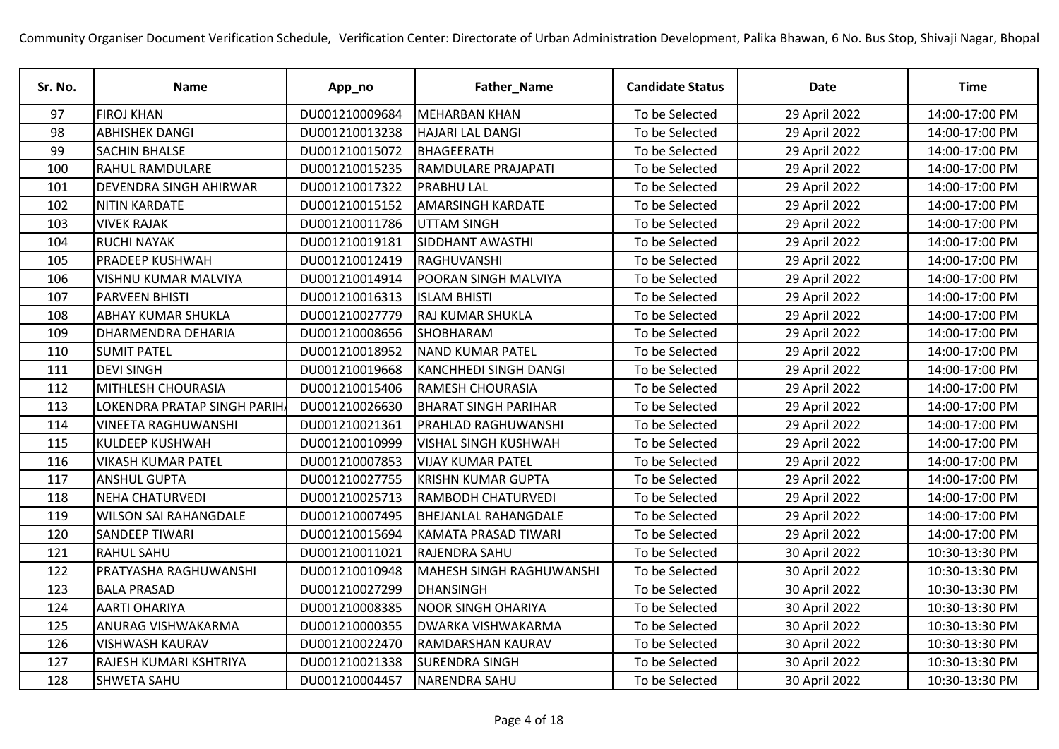Community Organiser Document Verification Schedule, Verification Center: Directorate of Urban Administration Development, Palika Bhawan, 6 No. Bus Stop, Shivaji Nagar, Bhopal

| Sr. No. | Name | App_no | Father_Name | Candidate Status | Date | Time |
|---|---|---|---|---|---|---|
| 97 | FIROJ KHAN | DU001210009684 | MEHARBAN KHAN | To be Selected | 29 April 2022 | 14:00-17:00 PM |
| 98 | ABHISHEK DANGI | DU001210013238 | HAJARI LAL DANGI | To be Selected | 29 April 2022 | 14:00-17:00 PM |
| 99 | SACHIN BHALSE | DU001210015072 | BHAGEERATH | To be Selected | 29 April 2022 | 14:00-17:00 PM |
| 100 | RAHUL RAMDULARE | DU001210015235 | RAMDULARE PRAJAPATI | To be Selected | 29 April 2022 | 14:00-17:00 PM |
| 101 | DEVENDRA SINGH AHIRWAR | DU001210017322 | PRABHU LAL | To be Selected | 29 April 2022 | 14:00-17:00 PM |
| 102 | NITIN KARDATE | DU001210015152 | AMARSINGH KARDATE | To be Selected | 29 April 2022 | 14:00-17:00 PM |
| 103 | VIVEK RAJAK | DU001210011786 | UTTAM SINGH | To be Selected | 29 April 2022 | 14:00-17:00 PM |
| 104 | RUCHI NAYAK | DU001210019181 | SIDDHANT AWASTHI | To be Selected | 29 April 2022 | 14:00-17:00 PM |
| 105 | PRADEEP KUSHWAH | DU001210012419 | RAGHUVANSHI | To be Selected | 29 April 2022 | 14:00-17:00 PM |
| 106 | VISHNU KUMAR MALVIYA | DU001210014914 | POORAN SINGH MALVIYA | To be Selected | 29 April 2022 | 14:00-17:00 PM |
| 107 | PARVEEN BHISTI | DU001210016313 | ISLAM BHISTI | To be Selected | 29 April 2022 | 14:00-17:00 PM |
| 108 | ABHAY KUMAR SHUKLA | DU001210027779 | RAJ KUMAR SHUKLA | To be Selected | 29 April 2022 | 14:00-17:00 PM |
| 109 | DHARMENDRA DEHARIA | DU001210008656 | SHOBHARAM | To be Selected | 29 April 2022 | 14:00-17:00 PM |
| 110 | SUMIT PATEL | DU001210018952 | NAND KUMAR PATEL | To be Selected | 29 April 2022 | 14:00-17:00 PM |
| 111 | DEVI SINGH | DU001210019668 | KANCHHEDI SINGH DANGI | To be Selected | 29 April 2022 | 14:00-17:00 PM |
| 112 | MITHLESH CHOURASIA | DU001210015406 | RAMESH CHOURASIA | To be Selected | 29 April 2022 | 14:00-17:00 PM |
| 113 | LOKENDRA PRATAP SINGH PARIH/ | DU001210026630 | BHARAT SINGH PARIHAR | To be Selected | 29 April 2022 | 14:00-17:00 PM |
| 114 | VINEETA RAGHUWANSHI | DU001210021361 | PRAHLAD RAGHUWANSHI | To be Selected | 29 April 2022 | 14:00-17:00 PM |
| 115 | KULDEEP KUSHWAH | DU001210010999 | VISHAL SINGH KUSHWAH | To be Selected | 29 April 2022 | 14:00-17:00 PM |
| 116 | VIKASH KUMAR PATEL | DU001210007853 | VIJAY KUMAR PATEL | To be Selected | 29 April 2022 | 14:00-17:00 PM |
| 117 | ANSHUL GUPTA | DU001210027755 | KRISHN KUMAR GUPTA | To be Selected | 29 April 2022 | 14:00-17:00 PM |
| 118 | NEHA CHATURVEDI | DU001210025713 | RAMBODH CHATURVEDI | To be Selected | 29 April 2022 | 14:00-17:00 PM |
| 119 | WILSON SAI RAHANGDALE | DU001210007495 | BHEJANLAL RAHANGDALE | To be Selected | 29 April 2022 | 14:00-17:00 PM |
| 120 | SANDEEP TIWARI | DU001210015694 | KAMATA PRASAD TIWARI | To be Selected | 29 April 2022 | 14:00-17:00 PM |
| 121 | RAHUL SAHU | DU001210011021 | RAJENDRA SAHU | To be Selected | 30 April 2022 | 10:30-13:30 PM |
| 122 | PRATYASHA RAGHUWANSHI | DU001210010948 | MAHESH SINGH RAGHUWANSHI | To be Selected | 30 April 2022 | 10:30-13:30 PM |
| 123 | BALA PRASAD | DU001210027299 | DHANSINGH | To be Selected | 30 April 2022 | 10:30-13:30 PM |
| 124 | AARTI OHARIYA | DU001210008385 | NOOR SINGH OHARIYA | To be Selected | 30 April 2022 | 10:30-13:30 PM |
| 125 | ANURAG VISHWAKARMA | DU001210000355 | DWARKA VISHWAKARMA | To be Selected | 30 April 2022 | 10:30-13:30 PM |
| 126 | VISHWASH KAURAV | DU001210022470 | RAMDARSHAN KAURAV | To be Selected | 30 April 2022 | 10:30-13:30 PM |
| 127 | RAJESH KUMARI KSHTRIYA | DU001210021338 | SURENDRA SINGH | To be Selected | 30 April 2022 | 10:30-13:30 PM |
| 128 | SHWETA SAHU | DU001210004457 | NARENDRA SAHU | To be Selected | 30 April 2022 | 10:30-13:30 PM |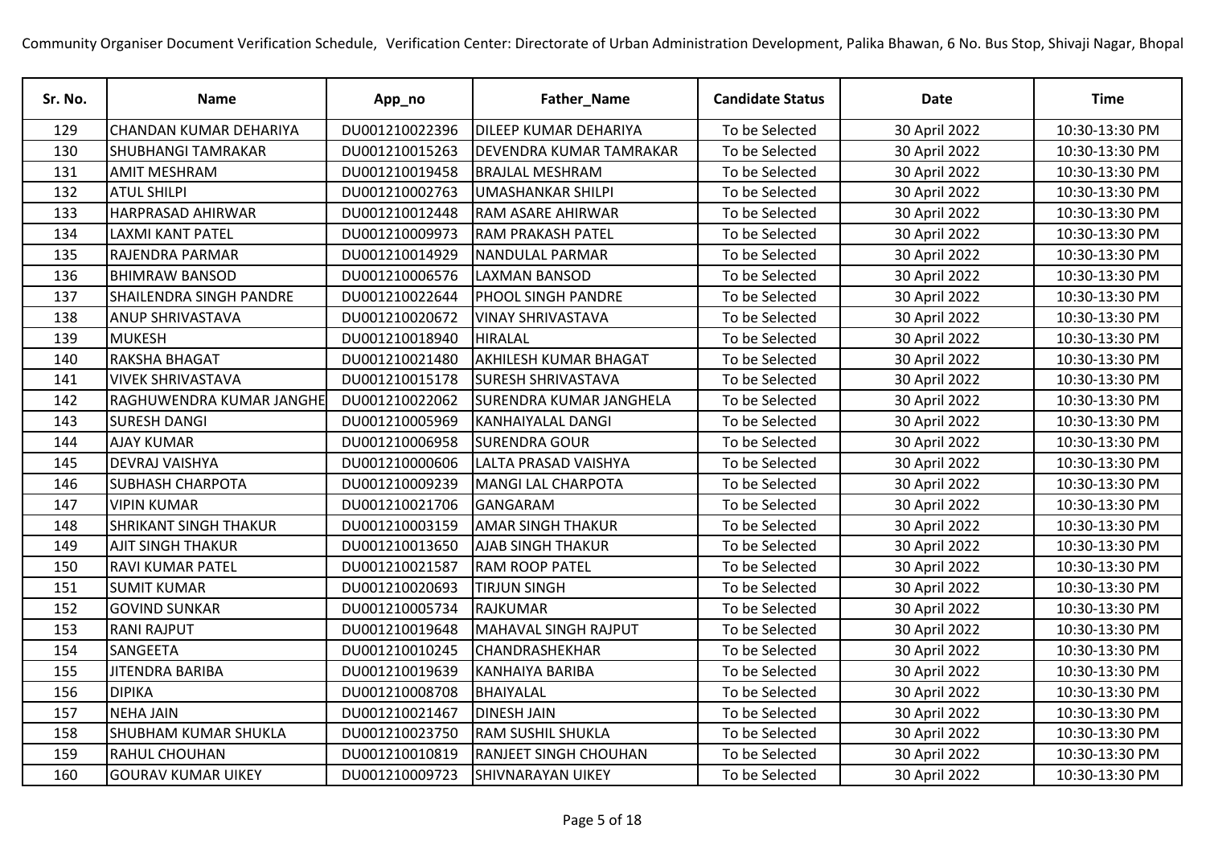Community Organiser Document Verification Schedule, Verification Center: Directorate of Urban Administration Development, Palika Bhawan, 6 No. Bus Stop, Shivaji Nagar, Bhopal

| Sr. No. | Name | App_no | Father_Name | Candidate Status | Date | Time |
|---|---|---|---|---|---|---|
| 129 | CHANDAN KUMAR DEHARIYA | DU001210022396 | DILEEP KUMAR DEHARIYA | To be Selected | 30 April 2022 | 10:30-13:30 PM |
| 130 | SHUBHANGI TAMRAKAR | DU001210015263 | DEVENDRA KUMAR TAMRAKAR | To be Selected | 30 April 2022 | 10:30-13:30 PM |
| 131 | AMIT MESHRAM | DU001210019458 | BRAJLAL MESHRAM | To be Selected | 30 April 2022 | 10:30-13:30 PM |
| 132 | ATUL SHILPI | DU001210002763 | UMASHANKAR SHILPI | To be Selected | 30 April 2022 | 10:30-13:30 PM |
| 133 | HARPRASAD AHIRWAR | DU001210012448 | RAM ASARE AHIRWAR | To be Selected | 30 April 2022 | 10:30-13:30 PM |
| 134 | LAXMI KANT PATEL | DU001210009973 | RAM PRAKASH PATEL | To be Selected | 30 April 2022 | 10:30-13:30 PM |
| 135 | RAJENDRA PARMAR | DU001210014929 | NANDULAL PARMAR | To be Selected | 30 April 2022 | 10:30-13:30 PM |
| 136 | BHIMRAW BANSOD | DU001210006576 | LAXMAN BANSOD | To be Selected | 30 April 2022 | 10:30-13:30 PM |
| 137 | SHAILENDRA SINGH PANDRE | DU001210022644 | PHOOL SINGH PANDRE | To be Selected | 30 April 2022 | 10:30-13:30 PM |
| 138 | ANUP SHRIVASTAVA | DU001210020672 | VINAY SHRIVASTAVA | To be Selected | 30 April 2022 | 10:30-13:30 PM |
| 139 | MUKESH | DU001210018940 | HIRALAL | To be Selected | 30 April 2022 | 10:30-13:30 PM |
| 140 | RAKSHA BHAGAT | DU001210021480 | AKHILESH KUMAR BHAGAT | To be Selected | 30 April 2022 | 10:30-13:30 PM |
| 141 | VIVEK SHRIVASTAVA | DU001210015178 | SURESH SHRIVASTAVA | To be Selected | 30 April 2022 | 10:30-13:30 PM |
| 142 | RAGHUWENDRA KUMAR JANGHE | DU001210022062 | SURENDRA KUMAR JANGHELA | To be Selected | 30 April 2022 | 10:30-13:30 PM |
| 143 | SURESH DANGI | DU001210005969 | KANHAIYALAL DANGI | To be Selected | 30 April 2022 | 10:30-13:30 PM |
| 144 | AJAY KUMAR | DU001210006958 | SURENDRA GOUR | To be Selected | 30 April 2022 | 10:30-13:30 PM |
| 145 | DEVRAJ VAISHYA | DU001210000606 | LALTA PRASAD VAISHYA | To be Selected | 30 April 2022 | 10:30-13:30 PM |
| 146 | SUBHASH CHARPOTA | DU001210009239 | MANGI LAL CHARPOTA | To be Selected | 30 April 2022 | 10:30-13:30 PM |
| 147 | VIPIN KUMAR | DU001210021706 | GANGARAM | To be Selected | 30 April 2022 | 10:30-13:30 PM |
| 148 | SHRIKANT SINGH THAKUR | DU001210003159 | AMAR SINGH THAKUR | To be Selected | 30 April 2022 | 10:30-13:30 PM |
| 149 | AJIT SINGH THAKUR | DU001210013650 | AJAB SINGH THAKUR | To be Selected | 30 April 2022 | 10:30-13:30 PM |
| 150 | RAVI KUMAR PATEL | DU001210021587 | RAM ROOP PATEL | To be Selected | 30 April 2022 | 10:30-13:30 PM |
| 151 | SUMIT KUMAR | DU001210020693 | TIRJUN SINGH | To be Selected | 30 April 2022 | 10:30-13:30 PM |
| 152 | GOVIND SUNKAR | DU001210005734 | RAJKUMAR | To be Selected | 30 April 2022 | 10:30-13:30 PM |
| 153 | RANI RAJPUT | DU001210019648 | MAHAVAL SINGH RAJPUT | To be Selected | 30 April 2022 | 10:30-13:30 PM |
| 154 | SANGEETA | DU001210010245 | CHANDRASHEKHAR | To be Selected | 30 April 2022 | 10:30-13:30 PM |
| 155 | JITENDRA BARIBA | DU001210019639 | KANHAIYA BARIBA | To be Selected | 30 April 2022 | 10:30-13:30 PM |
| 156 | DIPIKA | DU001210008708 | BHAIYALAL | To be Selected | 30 April 2022 | 10:30-13:30 PM |
| 157 | NEHA JAIN | DU001210021467 | DINESH JAIN | To be Selected | 30 April 2022 | 10:30-13:30 PM |
| 158 | SHUBHAM KUMAR SHUKLA | DU001210023750 | RAM SUSHIL SHUKLA | To be Selected | 30 April 2022 | 10:30-13:30 PM |
| 159 | RAHUL CHOUHAN | DU001210010819 | RANJEET SINGH CHOUHAN | To be Selected | 30 April 2022 | 10:30-13:30 PM |
| 160 | GOURAV KUMAR UIKEY | DU001210009723 | SHIVNARAYAN UIKEY | To be Selected | 30 April 2022 | 10:30-13:30 PM |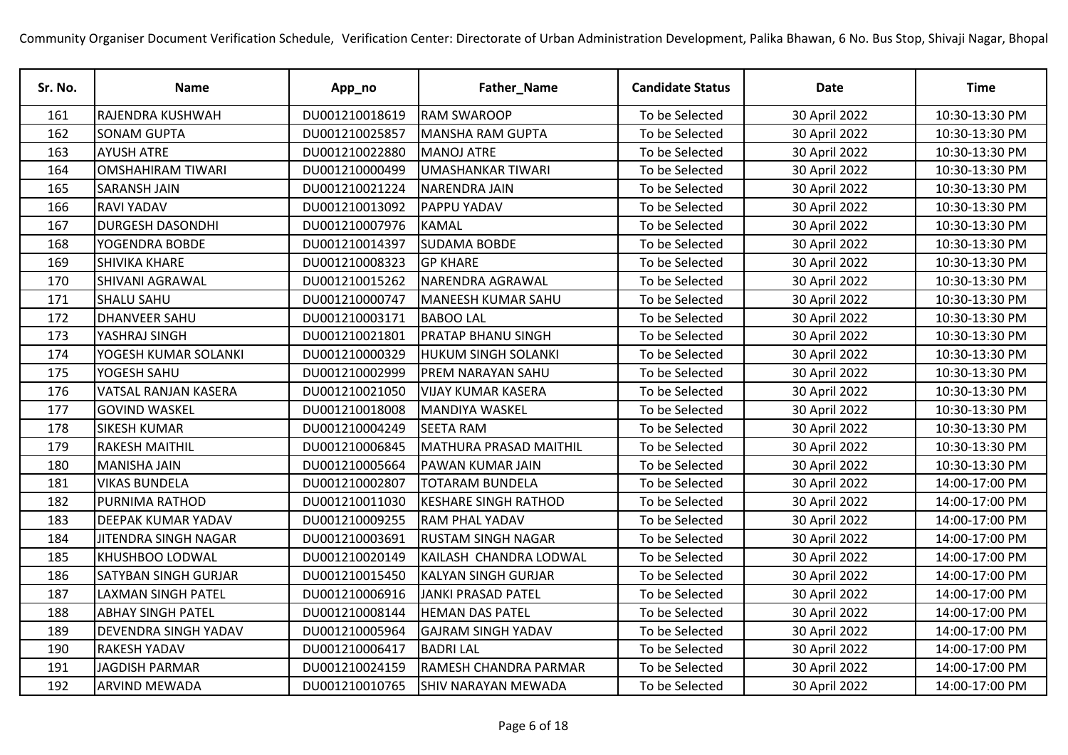Community Organiser Document Verification Schedule, Verification Center: Directorate of Urban Administration Development, Palika Bhawan, 6 No. Bus Stop, Shivaji Nagar, Bhopal

| Sr. No. | Name | App_no | Father_Name | Candidate Status | Date | Time |
|---|---|---|---|---|---|---|
| 161 | RAJENDRA KUSHWAH | DU001210018619 | RAM SWAROOP | To be Selected | 30 April 2022 | 10:30-13:30 PM |
| 162 | SONAM GUPTA | DU001210025857 | MANSHA RAM GUPTA | To be Selected | 30 April 2022 | 10:30-13:30 PM |
| 163 | AYUSH ATRE | DU001210022880 | MANOJ ATRE | To be Selected | 30 April 2022 | 10:30-13:30 PM |
| 164 | OMSHAHIRAM TIWARI | DU001210000499 | UMASHANKAR TIWARI | To be Selected | 30 April 2022 | 10:30-13:30 PM |
| 165 | SARANSH JAIN | DU001210021224 | NARENDRA JAIN | To be Selected | 30 April 2022 | 10:30-13:30 PM |
| 166 | RAVI YADAV | DU001210013092 | PAPPU YADAV | To be Selected | 30 April 2022 | 10:30-13:30 PM |
| 167 | DURGESH DASONDHI | DU001210007976 | KAMAL | To be Selected | 30 April 2022 | 10:30-13:30 PM |
| 168 | YOGENDRA BOBDE | DU001210014397 | SUDAMA BOBDE | To be Selected | 30 April 2022 | 10:30-13:30 PM |
| 169 | SHIVIKA KHARE | DU001210008323 | GP KHARE | To be Selected | 30 April 2022 | 10:30-13:30 PM |
| 170 | SHIVANI AGRAWAL | DU001210015262 | NARENDRA AGRAWAL | To be Selected | 30 April 2022 | 10:30-13:30 PM |
| 171 | SHALU SAHU | DU001210000747 | MANEESH KUMAR SAHU | To be Selected | 30 April 2022 | 10:30-13:30 PM |
| 172 | DHANVEER SAHU | DU001210003171 | BABOO LAL | To be Selected | 30 April 2022 | 10:30-13:30 PM |
| 173 | YASHRAJ SINGH | DU001210021801 | PRATAP BHANU SINGH | To be Selected | 30 April 2022 | 10:30-13:30 PM |
| 174 | YOGESH KUMAR SOLANKI | DU001210000329 | HUKUM SINGH SOLANKI | To be Selected | 30 April 2022 | 10:30-13:30 PM |
| 175 | YOGESH SAHU | DU001210002999 | PREM NARAYAN SAHU | To be Selected | 30 April 2022 | 10:30-13:30 PM |
| 176 | VATSAL RANJAN KASERA | DU001210021050 | VIJAY KUMAR KASERA | To be Selected | 30 April 2022 | 10:30-13:30 PM |
| 177 | GOVIND WASKEL | DU001210018008 | MANDIYA WASKEL | To be Selected | 30 April 2022 | 10:30-13:30 PM |
| 178 | SIKESH KUMAR | DU001210004249 | SEETA RAM | To be Selected | 30 April 2022 | 10:30-13:30 PM |
| 179 | RAKESH MAITHIL | DU001210006845 | MATHURA PRASAD MAITHIL | To be Selected | 30 April 2022 | 10:30-13:30 PM |
| 180 | MANISHA JAIN | DU001210005664 | PAWAN KUMAR JAIN | To be Selected | 30 April 2022 | 10:30-13:30 PM |
| 181 | VIKAS BUNDELA | DU001210002807 | TOTARAM BUNDELA | To be Selected | 30 April 2022 | 14:00-17:00 PM |
| 182 | PURNIMA RATHOD | DU001210011030 | KESHARE SINGH RATHOD | To be Selected | 30 April 2022 | 14:00-17:00 PM |
| 183 | DEEPAK KUMAR YADAV | DU001210009255 | RAM PHAL YADAV | To be Selected | 30 April 2022 | 14:00-17:00 PM |
| 184 | JITENDRA SINGH NAGAR | DU001210003691 | RUSTAM SINGH NAGAR | To be Selected | 30 April 2022 | 14:00-17:00 PM |
| 185 | KHUSHBOO LODWAL | DU001210020149 | KAILASH CHANDRA LODWAL | To be Selected | 30 April 2022 | 14:00-17:00 PM |
| 186 | SATYBAN SINGH GURJAR | DU001210015450 | KALYAN SINGH GURJAR | To be Selected | 30 April 2022 | 14:00-17:00 PM |
| 187 | LAXMAN SINGH PATEL | DU001210006916 | JANKI PRASAD PATEL | To be Selected | 30 April 2022 | 14:00-17:00 PM |
| 188 | ABHAY SINGH PATEL | DU001210008144 | HEMAN DAS PATEL | To be Selected | 30 April 2022 | 14:00-17:00 PM |
| 189 | DEVENDRA SINGH YADAV | DU001210005964 | GAJRAM SINGH YADAV | To be Selected | 30 April 2022 | 14:00-17:00 PM |
| 190 | RAKESH YADAV | DU001210006417 | BADRI LAL | To be Selected | 30 April 2022 | 14:00-17:00 PM |
| 191 | JAGDISH PARMAR | DU001210024159 | RAMESH CHANDRA PARMAR | To be Selected | 30 April 2022 | 14:00-17:00 PM |
| 192 | ARVIND MEWADA | DU001210010765 | SHIV NARAYAN MEWADA | To be Selected | 30 April 2022 | 14:00-17:00 PM |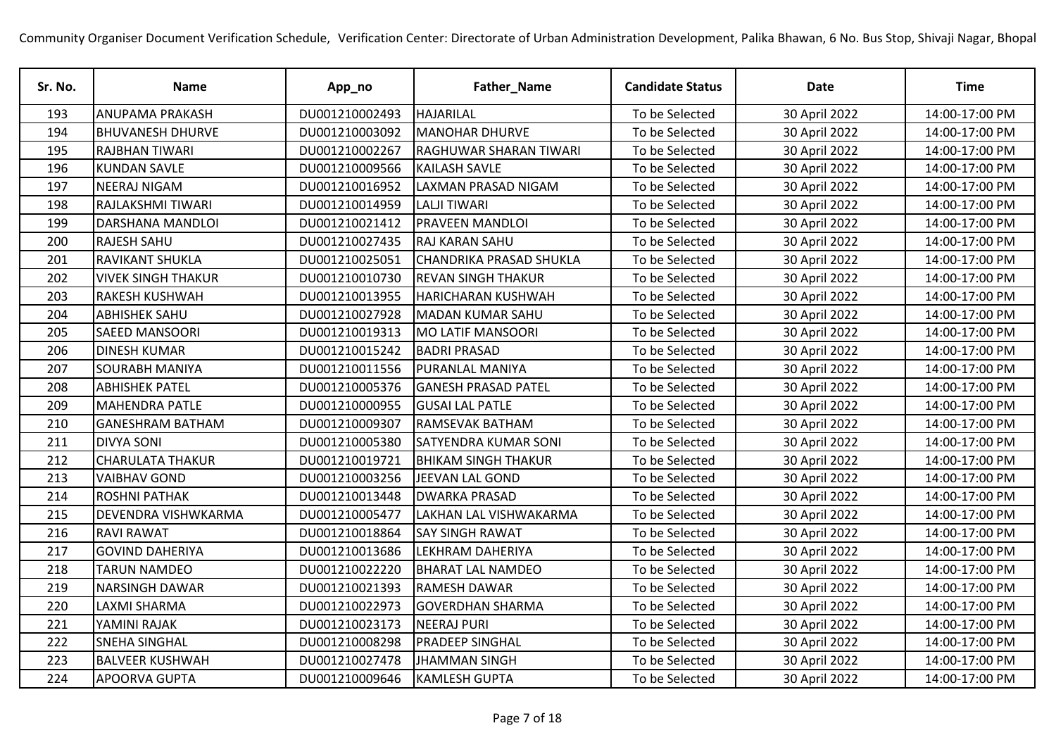Community Organiser Document Verification Schedule, Verification Center: Directorate of Urban Administration Development, Palika Bhawan, 6 No. Bus Stop, Shivaji Nagar, Bhopal

| Sr. No. | Name | App_no | Father_Name | Candidate Status | Date | Time |
|---|---|---|---|---|---|---|
| 193 | ANUPAMA PRAKASH | DU001210002493 | HAJARILAL | To be Selected | 30 April 2022 | 14:00-17:00 PM |
| 194 | BHUVANESH DHURVE | DU001210003092 | MANOHAR DHURVE | To be Selected | 30 April 2022 | 14:00-17:00 PM |
| 195 | RAJBHAN TIWARI | DU001210002267 | RAGHUWAR SHARAN TIWARI | To be Selected | 30 April 2022 | 14:00-17:00 PM |
| 196 | KUNDAN SAVLE | DU001210009566 | KAILASH SAVLE | To be Selected | 30 April 2022 | 14:00-17:00 PM |
| 197 | NEERAJ NIGAM | DU001210016952 | LAXMAN PRASAD NIGAM | To be Selected | 30 April 2022 | 14:00-17:00 PM |
| 198 | RAJLAKSHMI TIWARI | DU001210014959 | LALJI TIWARI | To be Selected | 30 April 2022 | 14:00-17:00 PM |
| 199 | DARSHANA MANDLOI | DU001210021412 | PRAVEEN MANDLOI | To be Selected | 30 April 2022 | 14:00-17:00 PM |
| 200 | RAJESH SAHU | DU001210027435 | RAJ KARAN SAHU | To be Selected | 30 April 2022 | 14:00-17:00 PM |
| 201 | RAVIKANT SHUKLA | DU001210025051 | CHANDRIKA PRASAD SHUKLA | To be Selected | 30 April 2022 | 14:00-17:00 PM |
| 202 | VIVEK SINGH THAKUR | DU001210010730 | REVAN SINGH THAKUR | To be Selected | 30 April 2022 | 14:00-17:00 PM |
| 203 | RAKESH KUSHWAH | DU001210013955 | HARICHARAN KUSHWAH | To be Selected | 30 April 2022 | 14:00-17:00 PM |
| 204 | ABHISHEK SAHU | DU001210027928 | MADAN KUMAR SAHU | To be Selected | 30 April 2022 | 14:00-17:00 PM |
| 205 | SAEED MANSOORI | DU001210019313 | MO LATIF MANSOORI | To be Selected | 30 April 2022 | 14:00-17:00 PM |
| 206 | DINESH KUMAR | DU001210015242 | BADRI PRASAD | To be Selected | 30 April 2022 | 14:00-17:00 PM |
| 207 | SOURABH MANIYA | DU001210011556 | PURANLAL MANIYA | To be Selected | 30 April 2022 | 14:00-17:00 PM |
| 208 | ABHISHEK PATEL | DU001210005376 | GANESH PRASAD PATEL | To be Selected | 30 April 2022 | 14:00-17:00 PM |
| 209 | MAHENDRA PATLE | DU001210000955 | GUSAI LAL PATLE | To be Selected | 30 April 2022 | 14:00-17:00 PM |
| 210 | GANESHRAM BATHAM | DU001210009307 | RAMSEVAK BATHAM | To be Selected | 30 April 2022 | 14:00-17:00 PM |
| 211 | DIVYA SONI | DU001210005380 | SATYENDRA KUMAR SONI | To be Selected | 30 April 2022 | 14:00-17:00 PM |
| 212 | CHARULATA THAKUR | DU001210019721 | BHIKAM SINGH THAKUR | To be Selected | 30 April 2022 | 14:00-17:00 PM |
| 213 | VAIBHAV GOND | DU001210003256 | JEEVAN LAL GOND | To be Selected | 30 April 2022 | 14:00-17:00 PM |
| 214 | ROSHNI PATHAK | DU001210013448 | DWARKA PRASAD | To be Selected | 30 April 2022 | 14:00-17:00 PM |
| 215 | DEVENDRA VISHWKARMA | DU001210005477 | LAKHAN LAL VISHWAKARMA | To be Selected | 30 April 2022 | 14:00-17:00 PM |
| 216 | RAVI RAWAT | DU001210018864 | SAY SINGH RAWAT | To be Selected | 30 April 2022 | 14:00-17:00 PM |
| 217 | GOVIND DAHERIYA | DU001210013686 | LEKHRAM DAHERIYA | To be Selected | 30 April 2022 | 14:00-17:00 PM |
| 218 | TARUN NAMDEO | DU001210022220 | BHARAT LAL NAMDEO | To be Selected | 30 April 2022 | 14:00-17:00 PM |
| 219 | NARSINGH DAWAR | DU001210021393 | RAMESH DAWAR | To be Selected | 30 April 2022 | 14:00-17:00 PM |
| 220 | LAXMI SHARMA | DU001210022973 | GOVERDHAN SHARMA | To be Selected | 30 April 2022 | 14:00-17:00 PM |
| 221 | YAMINI RAJAK | DU001210023173 | NEERAJ PURI | To be Selected | 30 April 2022 | 14:00-17:00 PM |
| 222 | SNEHA SINGHAL | DU001210008298 | PRADEEP SINGHAL | To be Selected | 30 April 2022 | 14:00-17:00 PM |
| 223 | BALVEER KUSHWAH | DU001210027478 | JHAMMAN SINGH | To be Selected | 30 April 2022 | 14:00-17:00 PM |
| 224 | APOORVA GUPTA | DU001210009646 | KAMLESH GUPTA | To be Selected | 30 April 2022 | 14:00-17:00 PM |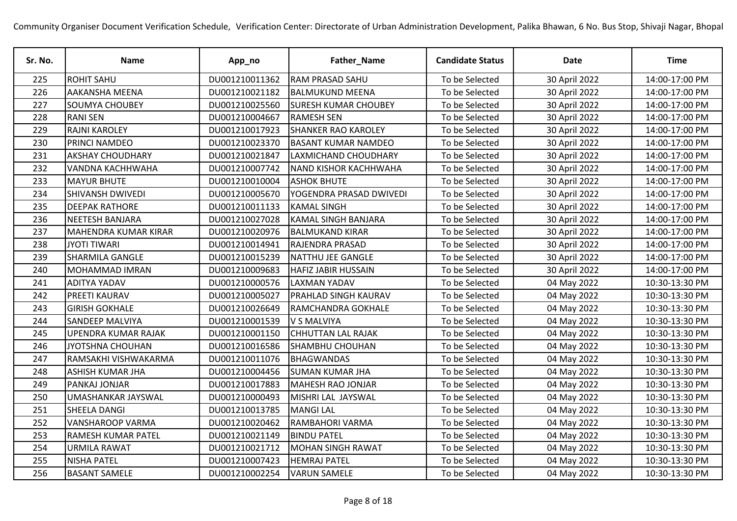Community Organiser Document Verification Schedule, Verification Center: Directorate of Urban Administration Development, Palika Bhawan, 6 No. Bus Stop, Shivaji Nagar, Bhopal

| Sr. No. | Name | App_no | Father_Name | Candidate Status | Date | Time |
|---|---|---|---|---|---|---|
| 225 | ROHIT SAHU | DU001210011362 | RAM PRASAD SAHU | To be Selected | 30 April 2022 | 14:00-17:00 PM |
| 226 | AAKANSHA MEENA | DU001210021182 | BALMUKUND MEENA | To be Selected | 30 April 2022 | 14:00-17:00 PM |
| 227 | SOUMYA CHOUBEY | DU001210025560 | SURESH KUMAR CHOUBEY | To be Selected | 30 April 2022 | 14:00-17:00 PM |
| 228 | RANI SEN | DU001210004667 | RAMESH SEN | To be Selected | 30 April 2022 | 14:00-17:00 PM |
| 229 | RAJNI KAROLEY | DU001210017923 | SHANKER RAO KAROLEY | To be Selected | 30 April 2022 | 14:00-17:00 PM |
| 230 | PRINCI NAMDEO | DU001210023370 | BASANT KUMAR NAMDEO | To be Selected | 30 April 2022 | 14:00-17:00 PM |
| 231 | AKSHAY CHOUDHARY | DU001210021847 | LAXMICHAND CHOUDHARY | To be Selected | 30 April 2022 | 14:00-17:00 PM |
| 232 | VANDNA KACHHWAHA | DU001210007742 | NAND KISHOR KACHHWAHA | To be Selected | 30 April 2022 | 14:00-17:00 PM |
| 233 | MAYUR BHUTE | DU001210010004 | ASHOK BHUTE | To be Selected | 30 April 2022 | 14:00-17:00 PM |
| 234 | SHIVANSH DWIVEDI | DU001210005670 | YOGENDRA PRASAD DWIVEDI | To be Selected | 30 April 2022 | 14:00-17:00 PM |
| 235 | DEEPAK RATHORE | DU001210011133 | KAMAL SINGH | To be Selected | 30 April 2022 | 14:00-17:00 PM |
| 236 | NEETESH BANJARA | DU001210027028 | KAMAL SINGH BANJARA | To be Selected | 30 April 2022 | 14:00-17:00 PM |
| 237 | MAHENDRA KUMAR KIRAR | DU001210020976 | BALMUKAND KIRAR | To be Selected | 30 April 2022 | 14:00-17:00 PM |
| 238 | JYOTI TIWARI | DU001210014941 | RAJENDRA PRASAD | To be Selected | 30 April 2022 | 14:00-17:00 PM |
| 239 | SHARMILA GANGLE | DU001210015239 | NATTHU JEE GANGLE | To be Selected | 30 April 2022 | 14:00-17:00 PM |
| 240 | MOHAMMAD IMRAN | DU001210009683 | HAFIZ JABIR HUSSAIN | To be Selected | 30 April 2022 | 14:00-17:00 PM |
| 241 | ADITYA YADAV | DU001210000576 | LAXMAN YADAV | To be Selected | 04 May 2022 | 10:30-13:30 PM |
| 242 | PREETI KAURAV | DU001210005027 | PRAHLAD SINGH KAURAV | To be Selected | 04 May 2022 | 10:30-13:30 PM |
| 243 | GIRISH GOKHALE | DU001210026649 | RAMCHANDRA GOKHALE | To be Selected | 04 May 2022 | 10:30-13:30 PM |
| 244 | SANDEEP MALVIYA | DU001210001539 | V S MALVIYA | To be Selected | 04 May 2022 | 10:30-13:30 PM |
| 245 | UPENDRA KUMAR RAJAK | DU001210001150 | CHHUTTAN LAL RAJAK | To be Selected | 04 May 2022 | 10:30-13:30 PM |
| 246 | JYOTSHNA CHOUHAN | DU001210016586 | SHAMBHU CHOUHAN | To be Selected | 04 May 2022 | 10:30-13:30 PM |
| 247 | RAMSAKHI VISHWAKARMA | DU001210011076 | BHAGWANDAS | To be Selected | 04 May 2022 | 10:30-13:30 PM |
| 248 | ASHISH KUMAR JHA | DU001210004456 | SUMAN KUMAR JHA | To be Selected | 04 May 2022 | 10:30-13:30 PM |
| 249 | PANKAJ JONJAR | DU001210017883 | MAHESH RAO JONJAR | To be Selected | 04 May 2022 | 10:30-13:30 PM |
| 250 | UMASHANKAR JAYSWAL | DU001210000493 | MISHRI LAL JAYSWAL | To be Selected | 04 May 2022 | 10:30-13:30 PM |
| 251 | SHEELA DANGI | DU001210013785 | MANGI LAL | To be Selected | 04 May 2022 | 10:30-13:30 PM |
| 252 | VANSHAROOP VARMA | DU001210020462 | RAMBAHORI VARMA | To be Selected | 04 May 2022 | 10:30-13:30 PM |
| 253 | RAMESH KUMAR PATEL | DU001210021149 | BINDU PATEL | To be Selected | 04 May 2022 | 10:30-13:30 PM |
| 254 | URMILA RAWAT | DU001210021712 | MOHAN SINGH RAWAT | To be Selected | 04 May 2022 | 10:30-13:30 PM |
| 255 | NISHA PATEL | DU001210007423 | HEMRAJ PATEL | To be Selected | 04 May 2022 | 10:30-13:30 PM |
| 256 | BASANT SAMELE | DU001210002254 | VARUN SAMELE | To be Selected | 04 May 2022 | 10:30-13:30 PM |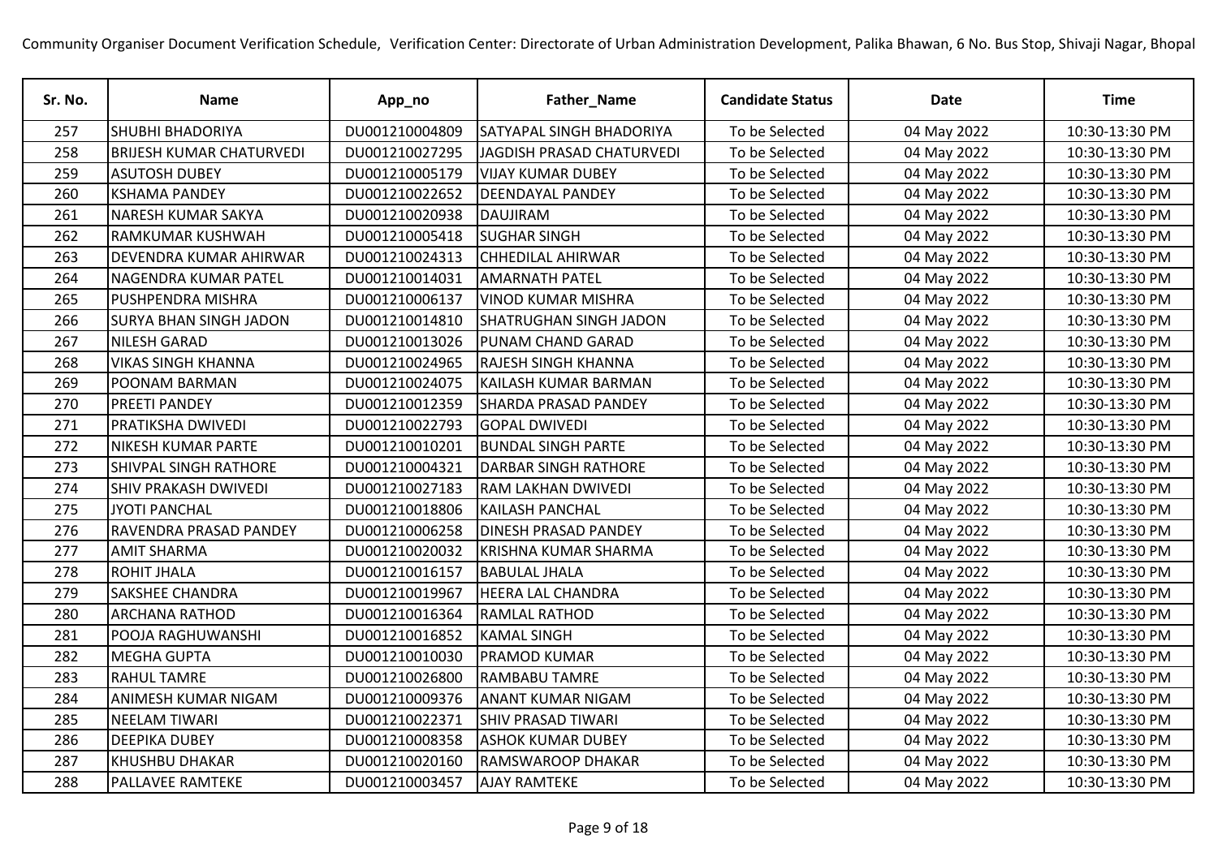Community Organiser Document Verification Schedule, Verification Center: Directorate of Urban Administration Development, Palika Bhawan, 6 No. Bus Stop, Shivaji Nagar, Bhopal

| Sr. No. | Name | App_no | Father_Name | Candidate Status | Date | Time |
|---|---|---|---|---|---|---|
| 257 | SHUBHI BHADORIYA | DU001210004809 | SATYAPAL SINGH BHADORIYA | To be Selected | 04 May 2022 | 10:30-13:30 PM |
| 258 | BRIJESH KUMAR CHATURVEDI | DU001210027295 | JAGDISH PRASAD CHATURVEDI | To be Selected | 04 May 2022 | 10:30-13:30 PM |
| 259 | ASUTOSH DUBEY | DU001210005179 | VIJAY KUMAR DUBEY | To be Selected | 04 May 2022 | 10:30-13:30 PM |
| 260 | KSHAMA PANDEY | DU001210022652 | DEENDAYAL PANDEY | To be Selected | 04 May 2022 | 10:30-13:30 PM |
| 261 | NARESH KUMAR SAKYA | DU001210020938 | DAUJIRAM | To be Selected | 04 May 2022 | 10:30-13:30 PM |
| 262 | RAMKUMAR KUSHWAH | DU001210005418 | SUGHAR SINGH | To be Selected | 04 May 2022 | 10:30-13:30 PM |
| 263 | DEVENDRA KUMAR AHIRWAR | DU001210024313 | CHHEDILAL AHIRWAR | To be Selected | 04 May 2022 | 10:30-13:30 PM |
| 264 | NAGENDRA KUMAR PATEL | DU001210014031 | AMARNATH PATEL | To be Selected | 04 May 2022 | 10:30-13:30 PM |
| 265 | PUSHPENDRA MISHRA | DU001210006137 | VINOD KUMAR MISHRA | To be Selected | 04 May 2022 | 10:30-13:30 PM |
| 266 | SURYA BHAN SINGH JADON | DU001210014810 | SHATRUGHAN SINGH JADON | To be Selected | 04 May 2022 | 10:30-13:30 PM |
| 267 | NILESH GARAD | DU001210013026 | PUNAM CHAND GARAD | To be Selected | 04 May 2022 | 10:30-13:30 PM |
| 268 | VIKAS SINGH KHANNA | DU001210024965 | RAJESH SINGH KHANNA | To be Selected | 04 May 2022 | 10:30-13:30 PM |
| 269 | POONAM BARMAN | DU001210024075 | KAILASH KUMAR BARMAN | To be Selected | 04 May 2022 | 10:30-13:30 PM |
| 270 | PREETI PANDEY | DU001210012359 | SHARDA PRASAD PANDEY | To be Selected | 04 May 2022 | 10:30-13:30 PM |
| 271 | PRATIKSHA DWIVEDI | DU001210022793 | GOPAL DWIVEDI | To be Selected | 04 May 2022 | 10:30-13:30 PM |
| 272 | NIKESH KUMAR PARTE | DU001210010201 | BUNDAL SINGH PARTE | To be Selected | 04 May 2022 | 10:30-13:30 PM |
| 273 | SHIVPAL SINGH RATHORE | DU001210004321 | DARBAR SINGH RATHORE | To be Selected | 04 May 2022 | 10:30-13:30 PM |
| 274 | SHIV PRAKASH DWIVEDI | DU001210027183 | RAM LAKHAN DWIVEDI | To be Selected | 04 May 2022 | 10:30-13:30 PM |
| 275 | JYOTI PANCHAL | DU001210018806 | KAILASH PANCHAL | To be Selected | 04 May 2022 | 10:30-13:30 PM |
| 276 | RAVENDRA PRASAD PANDEY | DU001210006258 | DINESH PRASAD PANDEY | To be Selected | 04 May 2022 | 10:30-13:30 PM |
| 277 | AMIT SHARMA | DU001210020032 | KRISHNA KUMAR SHARMA | To be Selected | 04 May 2022 | 10:30-13:30 PM |
| 278 | ROHIT JHALA | DU001210016157 | BABULAL JHALA | To be Selected | 04 May 2022 | 10:30-13:30 PM |
| 279 | SAKSHEE CHANDRA | DU001210019967 | HEERA LAL CHANDRA | To be Selected | 04 May 2022 | 10:30-13:30 PM |
| 280 | ARCHANA RATHOD | DU001210016364 | RAMLAL RATHOD | To be Selected | 04 May 2022 | 10:30-13:30 PM |
| 281 | POOJA RAGHUWANSHI | DU001210016852 | KAMAL SINGH | To be Selected | 04 May 2022 | 10:30-13:30 PM |
| 282 | MEGHA GUPTA | DU001210010030 | PRAMOD KUMAR | To be Selected | 04 May 2022 | 10:30-13:30 PM |
| 283 | RAHUL TAMRE | DU001210026800 | RAMBABU TAMRE | To be Selected | 04 May 2022 | 10:30-13:30 PM |
| 284 | ANIMESH KUMAR NIGAM | DU001210009376 | ANANT KUMAR NIGAM | To be Selected | 04 May 2022 | 10:30-13:30 PM |
| 285 | NEELAM TIWARI | DU001210022371 | SHIV PRASAD TIWARI | To be Selected | 04 May 2022 | 10:30-13:30 PM |
| 286 | DEEPIKA DUBEY | DU001210008358 | ASHOK KUMAR DUBEY | To be Selected | 04 May 2022 | 10:30-13:30 PM |
| 287 | KHUSHBU DHAKAR | DU001210020160 | RAMSWAROOP DHAKAR | To be Selected | 04 May 2022 | 10:30-13:30 PM |
| 288 | PALLAVEE RAMTEKE | DU001210003457 | AJAY RAMTEKE | To be Selected | 04 May 2022 | 10:30-13:30 PM |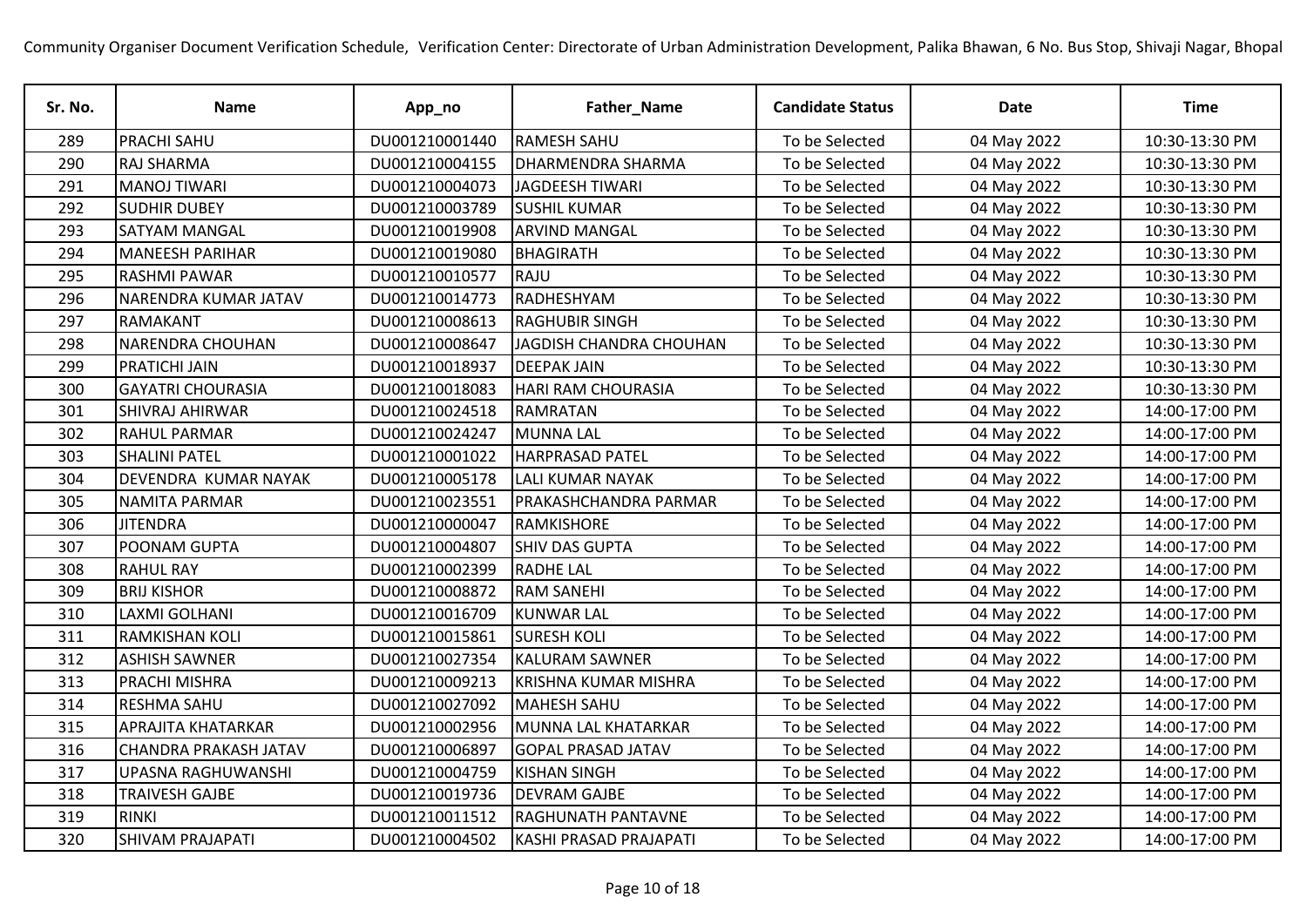Community Organiser Document Verification Schedule, Verification Center: Directorate of Urban Administration Development, Palika Bhawan, 6 No. Bus Stop, Shivaji Nagar, Bhopal

| Sr. No. | Name | App_no | Father_Name | Candidate Status | Date | Time |
|---|---|---|---|---|---|---|
| 289 | PRACHI SAHU | DU001210001440 | RAMESH SAHU | To be Selected | 04 May 2022 | 10:30-13:30 PM |
| 290 | RAJ SHARMA | DU001210004155 | DHARMENDRA SHARMA | To be Selected | 04 May 2022 | 10:30-13:30 PM |
| 291 | MANOJ TIWARI | DU001210004073 | JAGDEESH TIWARI | To be Selected | 04 May 2022 | 10:30-13:30 PM |
| 292 | SUDHIR DUBEY | DU001210003789 | SUSHIL KUMAR | To be Selected | 04 May 2022 | 10:30-13:30 PM |
| 293 | SATYAM MANGAL | DU001210019908 | ARVIND MANGAL | To be Selected | 04 May 2022 | 10:30-13:30 PM |
| 294 | MANEESH PARIHAR | DU001210019080 | BHAGIRATH | To be Selected | 04 May 2022 | 10:30-13:30 PM |
| 295 | RASHMI PAWAR | DU001210010577 | RAJU | To be Selected | 04 May 2022 | 10:30-13:30 PM |
| 296 | NARENDRA KUMAR JATAV | DU001210014773 | RADHESHYAM | To be Selected | 04 May 2022 | 10:30-13:30 PM |
| 297 | RAMAKANT | DU001210008613 | RAGHUBIR SINGH | To be Selected | 04 May 2022 | 10:30-13:30 PM |
| 298 | NARENDRA CHOUHAN | DU001210008647 | JAGDISH CHANDRA CHOUHAN | To be Selected | 04 May 2022 | 10:30-13:30 PM |
| 299 | PRATICHI JAIN | DU001210018937 | DEEPAK JAIN | To be Selected | 04 May 2022 | 10:30-13:30 PM |
| 300 | GAYATRI CHOURASIA | DU001210018083 | HARI RAM CHOURASIA | To be Selected | 04 May 2022 | 10:30-13:30 PM |
| 301 | SHIVRAJ AHIRWAR | DU001210024518 | RAMRATAN | To be Selected | 04 May 2022 | 14:00-17:00 PM |
| 302 | RAHUL PARMAR | DU001210024247 | MUNNA LAL | To be Selected | 04 May 2022 | 14:00-17:00 PM |
| 303 | SHALINI PATEL | DU001210001022 | HARPRASAD PATEL | To be Selected | 04 May 2022 | 14:00-17:00 PM |
| 304 | DEVENDRA KUMAR NAYAK | DU001210005178 | LALI KUMAR NAYAK | To be Selected | 04 May 2022 | 14:00-17:00 PM |
| 305 | NAMITA PARMAR | DU001210023551 | PRAKASHCHANDRA PARMAR | To be Selected | 04 May 2022 | 14:00-17:00 PM |
| 306 | JITENDRA | DU001210000047 | RAMKISHORE | To be Selected | 04 May 2022 | 14:00-17:00 PM |
| 307 | POONAM GUPTA | DU001210004807 | SHIV DAS GUPTA | To be Selected | 04 May 2022 | 14:00-17:00 PM |
| 308 | RAHUL RAY | DU001210002399 | RADHE LAL | To be Selected | 04 May 2022 | 14:00-17:00 PM |
| 309 | BRIJ KISHOR | DU001210008872 | RAM SANEHI | To be Selected | 04 May 2022 | 14:00-17:00 PM |
| 310 | LAXMI GOLHANI | DU001210016709 | KUNWAR LAL | To be Selected | 04 May 2022 | 14:00-17:00 PM |
| 311 | RAMKISHAN KOLI | DU001210015861 | SURESH KOLI | To be Selected | 04 May 2022 | 14:00-17:00 PM |
| 312 | ASHISH SAWNER | DU001210027354 | KALURAM SAWNER | To be Selected | 04 May 2022 | 14:00-17:00 PM |
| 313 | PRACHI MISHRA | DU001210009213 | KRISHNA KUMAR MISHRA | To be Selected | 04 May 2022 | 14:00-17:00 PM |
| 314 | RESHMA SAHU | DU001210027092 | MAHESH SAHU | To be Selected | 04 May 2022 | 14:00-17:00 PM |
| 315 | APRAJITA KHATARKAR | DU001210002956 | MUNNA LAL KHATARKAR | To be Selected | 04 May 2022 | 14:00-17:00 PM |
| 316 | CHANDRA PRAKASH JATAV | DU001210006897 | GOPAL PRASAD JATAV | To be Selected | 04 May 2022 | 14:00-17:00 PM |
| 317 | UPASNA RAGHUWANSHI | DU001210004759 | KISHAN SINGH | To be Selected | 04 May 2022 | 14:00-17:00 PM |
| 318 | TRAIVESH GAJBE | DU001210019736 | DEVRAM GAJBE | To be Selected | 04 May 2022 | 14:00-17:00 PM |
| 319 | RINKI | DU001210011512 | RAGHUNATH PANTAVNE | To be Selected | 04 May 2022 | 14:00-17:00 PM |
| 320 | SHIVAM PRAJAPATI | DU001210004502 | KASHI PRASAD PRAJAPATI | To be Selected | 04 May 2022 | 14:00-17:00 PM |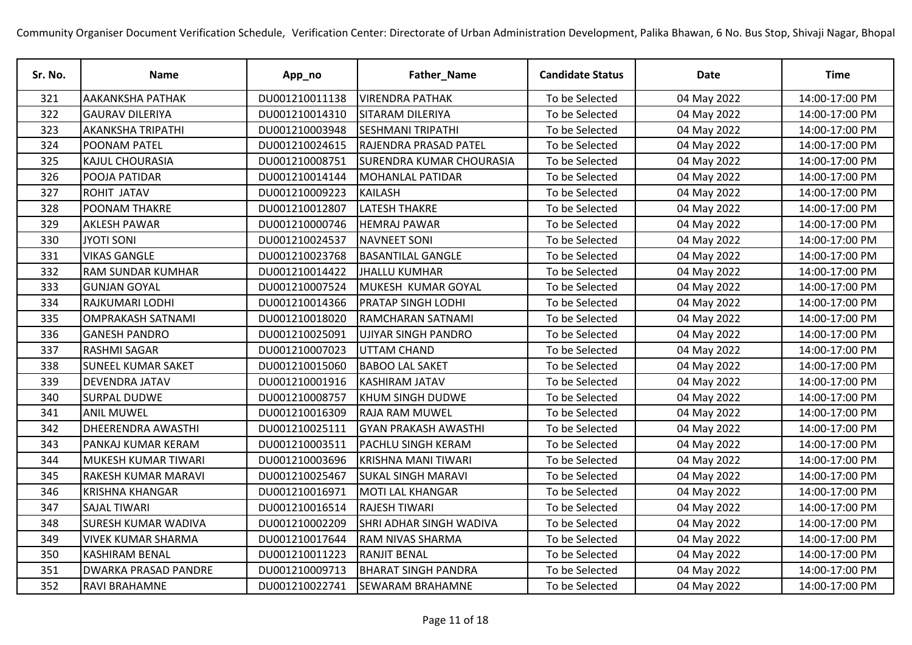Community Organiser Document Verification Schedule, Verification Center: Directorate of Urban Administration Development, Palika Bhawan, 6 No. Bus Stop, Shivaji Nagar, Bhopal

| Sr. No. | Name | App_no | Father_Name | Candidate Status | Date | Time |
|---|---|---|---|---|---|---|
| 321 | AAKANKSHA PATHAK | DU001210011138 | VIRENDRA PATHAK | To be Selected | 04 May 2022 | 14:00-17:00 PM |
| 322 | GAURAV DILERIYA | DU001210014310 | SITARAM DILERIYA | To be Selected | 04 May 2022 | 14:00-17:00 PM |
| 323 | AKANKSHA TRIPATHI | DU001210003948 | SESHMANI TRIPATHI | To be Selected | 04 May 2022 | 14:00-17:00 PM |
| 324 | POONAM PATEL | DU001210024615 | RAJENDRA PRASAD PATEL | To be Selected | 04 May 2022 | 14:00-17:00 PM |
| 325 | KAJUL CHOURASIA | DU001210008751 | SURENDRA KUMAR CHOURASIA | To be Selected | 04 May 2022 | 14:00-17:00 PM |
| 326 | POOJA PATIDAR | DU001210014144 | MOHANLAL PATIDAR | To be Selected | 04 May 2022 | 14:00-17:00 PM |
| 327 | ROHIT JATAV | DU001210009223 | KAILASH | To be Selected | 04 May 2022 | 14:00-17:00 PM |
| 328 | POONAM THAKRE | DU001210012807 | LATESH THAKRE | To be Selected | 04 May 2022 | 14:00-17:00 PM |
| 329 | AKLESH PAWAR | DU001210000746 | HEMRAJ PAWAR | To be Selected | 04 May 2022 | 14:00-17:00 PM |
| 330 | JYOTI SONI | DU001210024537 | NAVNEET SONI | To be Selected | 04 May 2022 | 14:00-17:00 PM |
| 331 | VIKAS GANGLE | DU001210023768 | BASANTILAL GANGLE | To be Selected | 04 May 2022 | 14:00-17:00 PM |
| 332 | RAM SUNDAR KUMHAR | DU001210014422 | JHALLU KUMHAR | To be Selected | 04 May 2022 | 14:00-17:00 PM |
| 333 | GUNJAN GOYAL | DU001210007524 | MUKESH KUMAR GOYAL | To be Selected | 04 May 2022 | 14:00-17:00 PM |
| 334 | RAJKUMARI LODHI | DU001210014366 | PRATAP SINGH LODHI | To be Selected | 04 May 2022 | 14:00-17:00 PM |
| 335 | OMPRAKASH SATNAMI | DU001210018020 | RAMCHARAN SATNAMI | To be Selected | 04 May 2022 | 14:00-17:00 PM |
| 336 | GANESH PANDRO | DU001210025091 | UJIYAR SINGH PANDRO | To be Selected | 04 May 2022 | 14:00-17:00 PM |
| 337 | RASHMI SAGAR | DU001210007023 | UTTAM CHAND | To be Selected | 04 May 2022 | 14:00-17:00 PM |
| 338 | SUNEEL KUMAR SAKET | DU001210015060 | BABOO LAL SAKET | To be Selected | 04 May 2022 | 14:00-17:00 PM |
| 339 | DEVENDRA JATAV | DU001210001916 | KASHIRAM JATAV | To be Selected | 04 May 2022 | 14:00-17:00 PM |
| 340 | SURPAL DUDWE | DU001210008757 | KHUM SINGH DUDWE | To be Selected | 04 May 2022 | 14:00-17:00 PM |
| 341 | ANIL MUWEL | DU001210016309 | RAJA RAM MUWEL | To be Selected | 04 May 2022 | 14:00-17:00 PM |
| 342 | DHEERENDRA AWASTHI | DU001210025111 | GYAN PRAKASH AWASTHI | To be Selected | 04 May 2022 | 14:00-17:00 PM |
| 343 | PANKAJ KUMAR KERAM | DU001210003511 | PACHLU SINGH KERAM | To be Selected | 04 May 2022 | 14:00-17:00 PM |
| 344 | MUKESH KUMAR TIWARI | DU001210003696 | KRISHNA MANI TIWARI | To be Selected | 04 May 2022 | 14:00-17:00 PM |
| 345 | RAKESH KUMAR MARAVI | DU001210025467 | SUKAL SINGH MARAVI | To be Selected | 04 May 2022 | 14:00-17:00 PM |
| 346 | KRISHNA KHANGAR | DU001210016971 | MOTI LAL KHANGAR | To be Selected | 04 May 2022 | 14:00-17:00 PM |
| 347 | SAJAL TIWARI | DU001210016514 | RAJESH TIWARI | To be Selected | 04 May 2022 | 14:00-17:00 PM |
| 348 | SURESH KUMAR WADIVA | DU001210002209 | SHRI ADHAR SINGH WADIVA | To be Selected | 04 May 2022 | 14:00-17:00 PM |
| 349 | VIVEK KUMAR SHARMA | DU001210017644 | RAM NIVAS SHARMA | To be Selected | 04 May 2022 | 14:00-17:00 PM |
| 350 | KASHIRAM BENAL | DU001210011223 | RANJIT BENAL | To be Selected | 04 May 2022 | 14:00-17:00 PM |
| 351 | DWARKA PRASAD PANDRE | DU001210009713 | BHARAT SINGH PANDRA | To be Selected | 04 May 2022 | 14:00-17:00 PM |
| 352 | RAVI BRAHAMNE | DU001210022741 | SEWARAM BRAHAMNE | To be Selected | 04 May 2022 | 14:00-17:00 PM |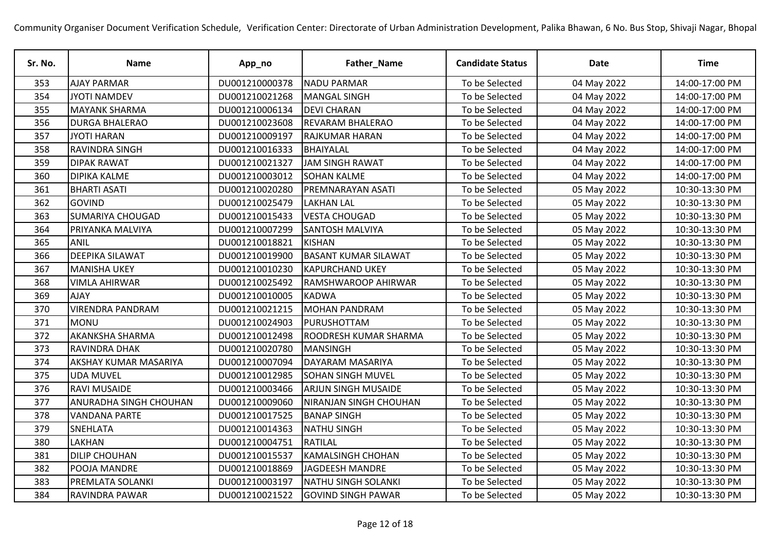Community Organiser Document Verification Schedule, Verification Center: Directorate of Urban Administration Development, Palika Bhawan, 6 No. Bus Stop, Shivaji Nagar, Bhopal

| Sr. No. | Name | App_no | Father_Name | Candidate Status | Date | Time |
|---|---|---|---|---|---|---|
| 353 | AJAY PARMAR | DU001210000378 | NADU PARMAR | To be Selected | 04 May 2022 | 14:00-17:00 PM |
| 354 | JYOTI NAMDEV | DU001210021268 | MANGAL SINGH | To be Selected | 04 May 2022 | 14:00-17:00 PM |
| 355 | MAYANK SHARMA | DU001210006134 | DEVI CHARAN | To be Selected | 04 May 2022 | 14:00-17:00 PM |
| 356 | DURGA BHALERAO | DU001210023608 | REVARAM BHALERAO | To be Selected | 04 May 2022 | 14:00-17:00 PM |
| 357 | JYOTI HARAN | DU001210009197 | RAJKUMAR HARAN | To be Selected | 04 May 2022 | 14:00-17:00 PM |
| 358 | RAVINDRA SINGH | DU001210016333 | BHAIYALAL | To be Selected | 04 May 2022 | 14:00-17:00 PM |
| 359 | DIPAK RAWAT | DU001210021327 | JAM SINGH RAWAT | To be Selected | 04 May 2022 | 14:00-17:00 PM |
| 360 | DIPIKA KALME | DU001210003012 | SOHAN KALME | To be Selected | 04 May 2022 | 14:00-17:00 PM |
| 361 | BHARTI ASATI | DU001210020280 | PREMNARAYAN ASATI | To be Selected | 05 May 2022 | 10:30-13:30 PM |
| 362 | GOVIND | DU001210025479 | LAKHAN LAL | To be Selected | 05 May 2022 | 10:30-13:30 PM |
| 363 | SUMARIYA CHOUGAD | DU001210015433 | VESTA CHOUGAD | To be Selected | 05 May 2022 | 10:30-13:30 PM |
| 364 | PRIYANKA MALVIYA | DU001210007299 | SANTOSH MALVIYA | To be Selected | 05 May 2022 | 10:30-13:30 PM |
| 365 | ANIL | DU001210018821 | KISHAN | To be Selected | 05 May 2022 | 10:30-13:30 PM |
| 366 | DEEPIKA SILAWAT | DU001210019900 | BASANT KUMAR SILAWAT | To be Selected | 05 May 2022 | 10:30-13:30 PM |
| 367 | MANISHA UKEY | DU001210010230 | KAPURCHAND UKEY | To be Selected | 05 May 2022 | 10:30-13:30 PM |
| 368 | VIMLA AHIRWAR | DU001210025492 | RAMSHWAROOP AHIRWAR | To be Selected | 05 May 2022 | 10:30-13:30 PM |
| 369 | AJAY | DU001210010005 | KADWA | To be Selected | 05 May 2022 | 10:30-13:30 PM |
| 370 | VIRENDRA PANDRAM | DU001210021215 | MOHAN PANDRAM | To be Selected | 05 May 2022 | 10:30-13:30 PM |
| 371 | MONU | DU001210024903 | PURUSHOTTAM | To be Selected | 05 May 2022 | 10:30-13:30 PM |
| 372 | AKANKSHA SHARMA | DU001210012498 | ROODRESH KUMAR SHARMA | To be Selected | 05 May 2022 | 10:30-13:30 PM |
| 373 | RAVINDRA DHAK | DU001210020780 | MANSINGH | To be Selected | 05 May 2022 | 10:30-13:30 PM |
| 374 | AKSHAY KUMAR MASARIYA | DU001210007094 | DAYARAM MASARIYA | To be Selected | 05 May 2022 | 10:30-13:30 PM |
| 375 | UDA MUVEL | DU001210012985 | SOHAN SINGH MUVEL | To be Selected | 05 May 2022 | 10:30-13:30 PM |
| 376 | RAVI MUSAIDE | DU001210003466 | ARJUN SINGH MUSAIDE | To be Selected | 05 May 2022 | 10:30-13:30 PM |
| 377 | ANURADHA SINGH CHOUHAN | DU001210009060 | NIRANJAN SINGH CHOUHAN | To be Selected | 05 May 2022 | 10:30-13:30 PM |
| 378 | VANDANA PARTE | DU001210017525 | BANAP SINGH | To be Selected | 05 May 2022 | 10:30-13:30 PM |
| 379 | SNEHLATA | DU001210014363 | NATHU SINGH | To be Selected | 05 May 2022 | 10:30-13:30 PM |
| 380 | LAKHAN | DU001210004751 | RATILAL | To be Selected | 05 May 2022 | 10:30-13:30 PM |
| 381 | DILIP CHOUHAN | DU001210015537 | KAMALSINGH CHOHAN | To be Selected | 05 May 2022 | 10:30-13:30 PM |
| 382 | POOJA MANDRE | DU001210018869 | JAGDEESH MANDRE | To be Selected | 05 May 2022 | 10:30-13:30 PM |
| 383 | PREMLATA SOLANKI | DU001210003197 | NATHU SINGH SOLANKI | To be Selected | 05 May 2022 | 10:30-13:30 PM |
| 384 | RAVINDRA PAWAR | DU001210021522 | GOVIND SINGH PAWAR | To be Selected | 05 May 2022 | 10:30-13:30 PM |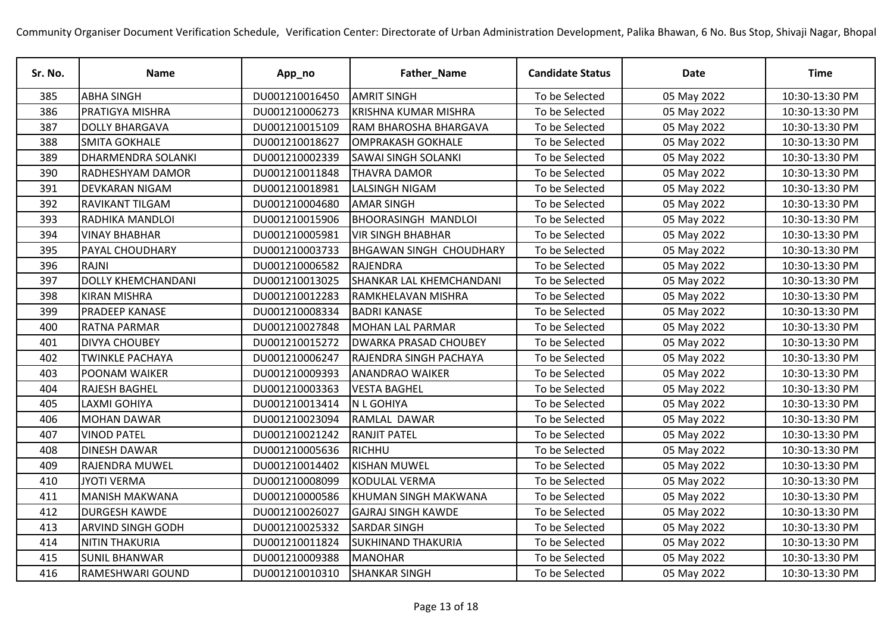Community Organiser Document Verification Schedule, Verification Center: Directorate of Urban Administration Development, Palika Bhawan, 6 No. Bus Stop, Shivaji Nagar, Bhopal

| Sr. No. | Name | App_no | Father_Name | Candidate Status | Date | Time |
|---|---|---|---|---|---|---|
| 385 | ABHA SINGH | DU001210016450 | AMRIT SINGH | To be Selected | 05 May 2022 | 10:30-13:30 PM |
| 386 | PRATIGYA MISHRA | DU001210006273 | KRISHNA KUMAR MISHRA | To be Selected | 05 May 2022 | 10:30-13:30 PM |
| 387 | DOLLY BHARGAVA | DU001210015109 | RAM BHAROSHA BHARGAVA | To be Selected | 05 May 2022 | 10:30-13:30 PM |
| 388 | SMITA GOKHALE | DU001210018627 | OMPRAKASH GOKHALE | To be Selected | 05 May 2022 | 10:30-13:30 PM |
| 389 | DHARMENDRA SOLANKI | DU001210002339 | SAWAI SINGH SOLANKI | To be Selected | 05 May 2022 | 10:30-13:30 PM |
| 390 | RADHESHYAM DAMOR | DU001210011848 | THAVRA DAMOR | To be Selected | 05 May 2022 | 10:30-13:30 PM |
| 391 | DEVKARAN NIGAM | DU001210018981 | LALSINGH NIGAM | To be Selected | 05 May 2022 | 10:30-13:30 PM |
| 392 | RAVIKANT TILGAM | DU001210004680 | AMAR SINGH | To be Selected | 05 May 2022 | 10:30-13:30 PM |
| 393 | RADHIKA MANDLOI | DU001210015906 | BHOORASINGH MANDLOI | To be Selected | 05 May 2022 | 10:30-13:30 PM |
| 394 | VINAY BHABHAR | DU001210005981 | VIR SINGH BHABHAR | To be Selected | 05 May 2022 | 10:30-13:30 PM |
| 395 | PAYAL CHOUDHARY | DU001210003733 | BHGAWAN SINGH CHOUDHARY | To be Selected | 05 May 2022 | 10:30-13:30 PM |
| 396 | RAJNI | DU001210006582 | RAJENDRA | To be Selected | 05 May 2022 | 10:30-13:30 PM |
| 397 | DOLLY KHEMCHANDANI | DU001210013025 | SHANKAR LAL KHEMCHANDANI | To be Selected | 05 May 2022 | 10:30-13:30 PM |
| 398 | KIRAN MISHRA | DU001210012283 | RAMKHELAVAN MISHRA | To be Selected | 05 May 2022 | 10:30-13:30 PM |
| 399 | PRADEEP KANASE | DU001210008334 | BADRI KANASE | To be Selected | 05 May 2022 | 10:30-13:30 PM |
| 400 | RATNA PARMAR | DU001210027848 | MOHAN LAL PARMAR | To be Selected | 05 May 2022 | 10:30-13:30 PM |
| 401 | DIVYA CHOUBEY | DU001210015272 | DWARKA PRASAD CHOUBEY | To be Selected | 05 May 2022 | 10:30-13:30 PM |
| 402 | TWINKLE PACHAYA | DU001210006247 | RAJENDRA SINGH PACHAYA | To be Selected | 05 May 2022 | 10:30-13:30 PM |
| 403 | POONAM WAIKER | DU001210009393 | ANANDRAO WAIKER | To be Selected | 05 May 2022 | 10:30-13:30 PM |
| 404 | RAJESH BAGHEL | DU001210003363 | VESTA BAGHEL | To be Selected | 05 May 2022 | 10:30-13:30 PM |
| 405 | LAXMI GOHIYA | DU001210013414 | N L GOHIYA | To be Selected | 05 May 2022 | 10:30-13:30 PM |
| 406 | MOHAN DAWAR | DU001210023094 | RAMLAL DAWAR | To be Selected | 05 May 2022 | 10:30-13:30 PM |
| 407 | VINOD PATEL | DU001210021242 | RANJIT PATEL | To be Selected | 05 May 2022 | 10:30-13:30 PM |
| 408 | DINESH DAWAR | DU001210005636 | RICHHU | To be Selected | 05 May 2022 | 10:30-13:30 PM |
| 409 | RAJENDRA MUWEL | DU001210014402 | KISHAN MUWEL | To be Selected | 05 May 2022 | 10:30-13:30 PM |
| 410 | JYOTI VERMA | DU001210008099 | KODULAL VERMA | To be Selected | 05 May 2022 | 10:30-13:30 PM |
| 411 | MANISH MAKWANA | DU001210000586 | KHUMAN SINGH MAKWANA | To be Selected | 05 May 2022 | 10:30-13:30 PM |
| 412 | DURGESH KAWDE | DU001210026027 | GAJRAJ SINGH KAWDE | To be Selected | 05 May 2022 | 10:30-13:30 PM |
| 413 | ARVIND SINGH GODH | DU001210025332 | SARDAR SINGH | To be Selected | 05 May 2022 | 10:30-13:30 PM |
| 414 | NITIN THAKURIA | DU001210011824 | SUKHINAND THAKURIA | To be Selected | 05 May 2022 | 10:30-13:30 PM |
| 415 | SUNIL BHANWAR | DU001210009388 | MANOHAR | To be Selected | 05 May 2022 | 10:30-13:30 PM |
| 416 | RAMESHWARI GOUND | DU001210010310 | SHANKAR SINGH | To be Selected | 05 May 2022 | 10:30-13:30 PM |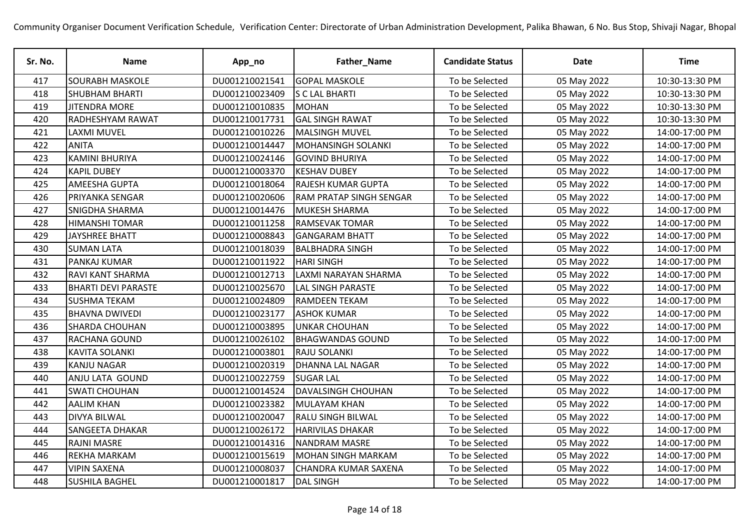Community Organiser Document Verification Schedule, Verification Center: Directorate of Urban Administration Development, Palika Bhawan, 6 No. Bus Stop, Shivaji Nagar, Bhopal

| Sr. No. | Name | App_no | Father_Name | Candidate Status | Date | Time |
|---|---|---|---|---|---|---|
| 417 | SOURABH MASKOLE | DU001210021541 | GOPAL MASKOLE | To be Selected | 05 May 2022 | 10:30-13:30 PM |
| 418 | SHUBHAM BHARTI | DU001210023409 | S C LAL BHARTI | To be Selected | 05 May 2022 | 10:30-13:30 PM |
| 419 | JITENDRA MORE | DU001210010835 | MOHAN | To be Selected | 05 May 2022 | 10:30-13:30 PM |
| 420 | RADHESHYAM RAWAT | DU001210017731 | GAL SINGH RAWAT | To be Selected | 05 May 2022 | 10:30-13:30 PM |
| 421 | LAXMI MUVEL | DU001210010226 | MALSINGH MUVEL | To be Selected | 05 May 2022 | 14:00-17:00 PM |
| 422 | ANITA | DU001210014447 | MOHANSINGH SOLANKI | To be Selected | 05 May 2022 | 14:00-17:00 PM |
| 423 | KAMINI BHURIYA | DU001210024146 | GOVIND BHURIYA | To be Selected | 05 May 2022 | 14:00-17:00 PM |
| 424 | KAPIL DUBEY | DU001210003370 | KESHAV DUBEY | To be Selected | 05 May 2022 | 14:00-17:00 PM |
| 425 | AMEESHA GUPTA | DU001210018064 | RAJESH KUMAR GUPTA | To be Selected | 05 May 2022 | 14:00-17:00 PM |
| 426 | PRIYANKA SENGAR | DU001210020606 | RAM PRATAP SINGH SENGAR | To be Selected | 05 May 2022 | 14:00-17:00 PM |
| 427 | SNIGDHA SHARMA | DU001210014476 | MUKESH SHARMA | To be Selected | 05 May 2022 | 14:00-17:00 PM |
| 428 | HIMANSHI TOMAR | DU001210011258 | RAMSEVAK TOMAR | To be Selected | 05 May 2022 | 14:00-17:00 PM |
| 429 | JAYSHREE BHATT | DU001210008843 | GANGARAM BHATT | To be Selected | 05 May 2022 | 14:00-17:00 PM |
| 430 | SUMAN LATA | DU001210018039 | BALBHADRA SINGH | To be Selected | 05 May 2022 | 14:00-17:00 PM |
| 431 | PANKAJ KUMAR | DU001210011922 | HARI SINGH | To be Selected | 05 May 2022 | 14:00-17:00 PM |
| 432 | RAVI KANT SHARMA | DU001210012713 | LAXMI NARAYAN SHARMA | To be Selected | 05 May 2022 | 14:00-17:00 PM |
| 433 | BHARTI DEVI PARASTE | DU001210025670 | LAL SINGH PARASTE | To be Selected | 05 May 2022 | 14:00-17:00 PM |
| 434 | SUSHMA TEKAM | DU001210024809 | RAMDEEN TEKAM | To be Selected | 05 May 2022 | 14:00-17:00 PM |
| 435 | BHAVNA DWIVEDI | DU001210023177 | ASHOK KUMAR | To be Selected | 05 May 2022 | 14:00-17:00 PM |
| 436 | SHARDA CHOUHAN | DU001210003895 | UNKAR CHOUHAN | To be Selected | 05 May 2022 | 14:00-17:00 PM |
| 437 | RACHANA GOUND | DU001210026102 | BHAGWANDAS GOUND | To be Selected | 05 May 2022 | 14:00-17:00 PM |
| 438 | KAVITA SOLANKI | DU001210003801 | RAJU SOLANKI | To be Selected | 05 May 2022 | 14:00-17:00 PM |
| 439 | KANJU NAGAR | DU001210020319 | DHANNA LAL NAGAR | To be Selected | 05 May 2022 | 14:00-17:00 PM |
| 440 | ANJU LATA GOUND | DU001210022759 | SUGAR LAL | To be Selected | 05 May 2022 | 14:00-17:00 PM |
| 441 | SWATI CHOUHAN | DU001210014524 | DAVALSINGH CHOUHAN | To be Selected | 05 May 2022 | 14:00-17:00 PM |
| 442 | AALIM KHAN | DU001210023382 | MULAYAM KHAN | To be Selected | 05 May 2022 | 14:00-17:00 PM |
| 443 | DIVYA BILWAL | DU001210020047 | RALU SINGH BILWAL | To be Selected | 05 May 2022 | 14:00-17:00 PM |
| 444 | SANGEETA DHAKAR | DU001210026172 | HARIVILAS DHAKAR | To be Selected | 05 May 2022 | 14:00-17:00 PM |
| 445 | RAJNI MASRE | DU001210014316 | NANDRAM MASRE | To be Selected | 05 May 2022 | 14:00-17:00 PM |
| 446 | REKHA MARKAM | DU001210015619 | MOHAN SINGH MARKAM | To be Selected | 05 May 2022 | 14:00-17:00 PM |
| 447 | VIPIN SAXENA | DU001210008037 | CHANDRA KUMAR SAXENA | To be Selected | 05 May 2022 | 14:00-17:00 PM |
| 448 | SUSHILA BAGHEL | DU001210001817 | DAL SINGH | To be Selected | 05 May 2022 | 14:00-17:00 PM |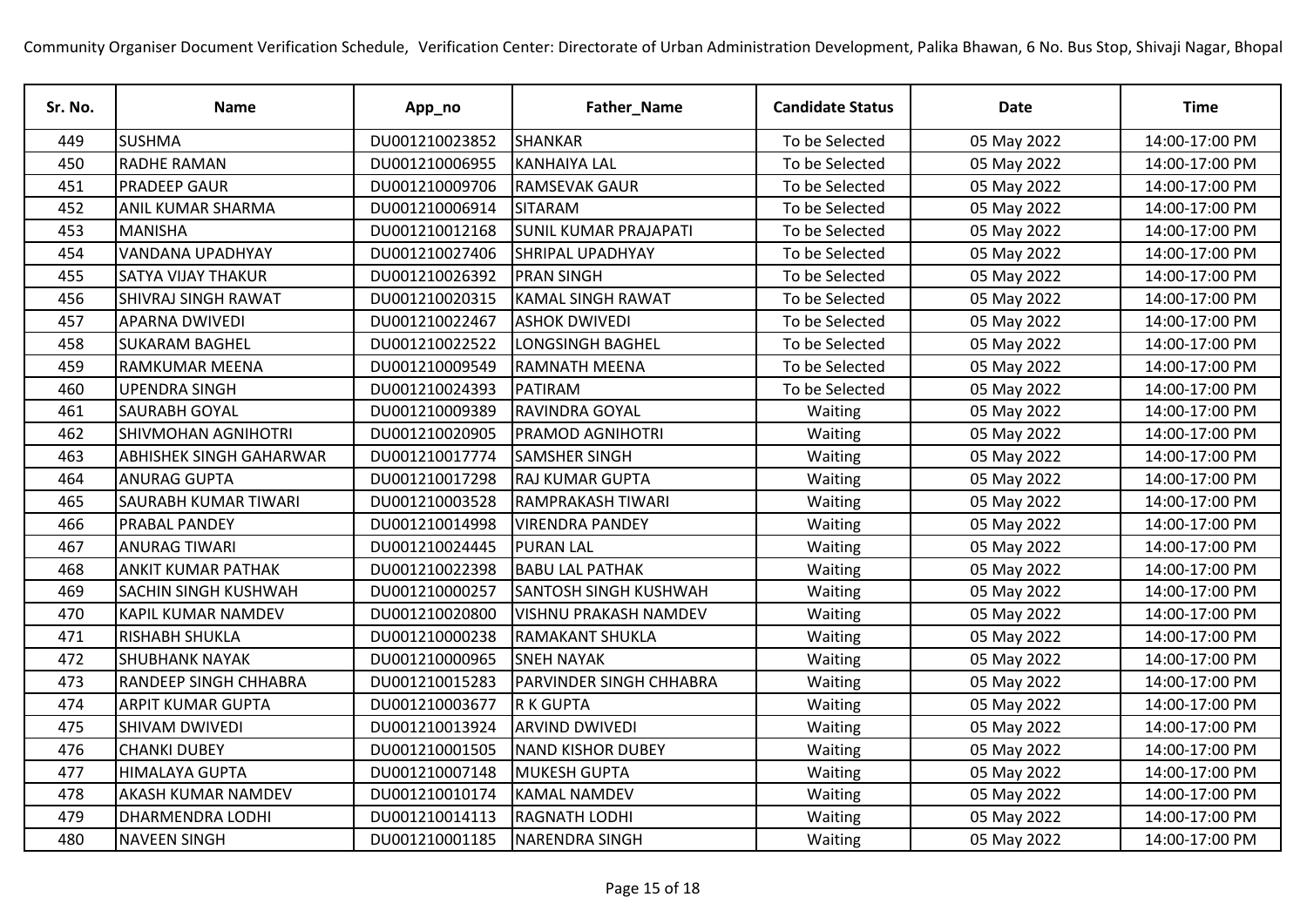Community Organiser Document Verification Schedule, Verification Center: Directorate of Urban Administration Development, Palika Bhawan, 6 No. Bus Stop, Shivaji Nagar, Bhopal

| Sr. No. | Name | App_no | Father_Name | Candidate Status | Date | Time |
|---|---|---|---|---|---|---|
| 449 | SUSHMA | DU001210023852 | SHANKAR | To be Selected | 05 May 2022 | 14:00-17:00 PM |
| 450 | RADHE RAMAN | DU001210006955 | KANHAIYA LAL | To be Selected | 05 May 2022 | 14:00-17:00 PM |
| 451 | PRADEEP GAUR | DU001210009706 | RAMSEVAK GAUR | To be Selected | 05 May 2022 | 14:00-17:00 PM |
| 452 | ANIL KUMAR SHARMA | DU001210006914 | SITARAM | To be Selected | 05 May 2022 | 14:00-17:00 PM |
| 453 | MANISHA | DU001210012168 | SUNIL KUMAR PRAJAPATI | To be Selected | 05 May 2022 | 14:00-17:00 PM |
| 454 | VANDANA UPADHYAY | DU001210027406 | SHRIPAL UPADHYAY | To be Selected | 05 May 2022 | 14:00-17:00 PM |
| 455 | SATYA VIJAY THAKUR | DU001210026392 | PRAN SINGH | To be Selected | 05 May 2022 | 14:00-17:00 PM |
| 456 | SHIVRAJ SINGH RAWAT | DU001210020315 | KAMAL SINGH RAWAT | To be Selected | 05 May 2022 | 14:00-17:00 PM |
| 457 | APARNA DWIVEDI | DU001210022467 | ASHOK DWIVEDI | To be Selected | 05 May 2022 | 14:00-17:00 PM |
| 458 | SUKARAM BAGHEL | DU001210022522 | LONGSINGH BAGHEL | To be Selected | 05 May 2022 | 14:00-17:00 PM |
| 459 | RAMKUMAR MEENA | DU001210009549 | RAMNATH MEENA | To be Selected | 05 May 2022 | 14:00-17:00 PM |
| 460 | UPENDRA SINGH | DU001210024393 | PATIRAM | To be Selected | 05 May 2022 | 14:00-17:00 PM |
| 461 | SAURABH GOYAL | DU001210009389 | RAVINDRA GOYAL | Waiting | 05 May 2022 | 14:00-17:00 PM |
| 462 | SHIVMOHAN AGNIHOTRI | DU001210020905 | PRAMOD AGNIHOTRI | Waiting | 05 May 2022 | 14:00-17:00 PM |
| 463 | ABHISHEK SINGH GAHARWAR | DU001210017774 | SAMSHER SINGH | Waiting | 05 May 2022 | 14:00-17:00 PM |
| 464 | ANURAG GUPTA | DU001210017298 | RAJ KUMAR GUPTA | Waiting | 05 May 2022 | 14:00-17:00 PM |
| 465 | SAURABH KUMAR TIWARI | DU001210003528 | RAMPRAKASH TIWARI | Waiting | 05 May 2022 | 14:00-17:00 PM |
| 466 | PRABAL PANDEY | DU001210014998 | VIRENDRA PANDEY | Waiting | 05 May 2022 | 14:00-17:00 PM |
| 467 | ANURAG TIWARI | DU001210024445 | PURAN LAL | Waiting | 05 May 2022 | 14:00-17:00 PM |
| 468 | ANKIT KUMAR PATHAK | DU001210022398 | BABU LAL PATHAK | Waiting | 05 May 2022 | 14:00-17:00 PM |
| 469 | SACHIN SINGH KUSHWAH | DU001210000257 | SANTOSH SINGH KUSHWAH | Waiting | 05 May 2022 | 14:00-17:00 PM |
| 470 | KAPIL KUMAR NAMDEV | DU001210020800 | VISHNU PRAKASH NAMDEV | Waiting | 05 May 2022 | 14:00-17:00 PM |
| 471 | RISHABH SHUKLA | DU001210000238 | RAMAKANT SHUKLA | Waiting | 05 May 2022 | 14:00-17:00 PM |
| 472 | SHUBHANK NAYAK | DU001210000965 | SNEH NAYAK | Waiting | 05 May 2022 | 14:00-17:00 PM |
| 473 | RANDEEP SINGH CHHABRA | DU001210015283 | PARVINDER SINGH CHHABRA | Waiting | 05 May 2022 | 14:00-17:00 PM |
| 474 | ARPIT KUMAR GUPTA | DU001210003677 | R K GUPTA | Waiting | 05 May 2022 | 14:00-17:00 PM |
| 475 | SHIVAM DWIVEDI | DU001210013924 | ARVIND DWIVEDI | Waiting | 05 May 2022 | 14:00-17:00 PM |
| 476 | CHANKI DUBEY | DU001210001505 | NAND KISHOR DUBEY | Waiting | 05 May 2022 | 14:00-17:00 PM |
| 477 | HIMALAYA GUPTA | DU001210007148 | MUKESH GUPTA | Waiting | 05 May 2022 | 14:00-17:00 PM |
| 478 | AKASH KUMAR NAMDEV | DU001210010174 | KAMAL NAMDEV | Waiting | 05 May 2022 | 14:00-17:00 PM |
| 479 | DHARMENDRA LODHI | DU001210014113 | RAGNATH LODHI | Waiting | 05 May 2022 | 14:00-17:00 PM |
| 480 | NAVEEN SINGH | DU001210001185 | NARENDRA SINGH | Waiting | 05 May 2022 | 14:00-17:00 PM |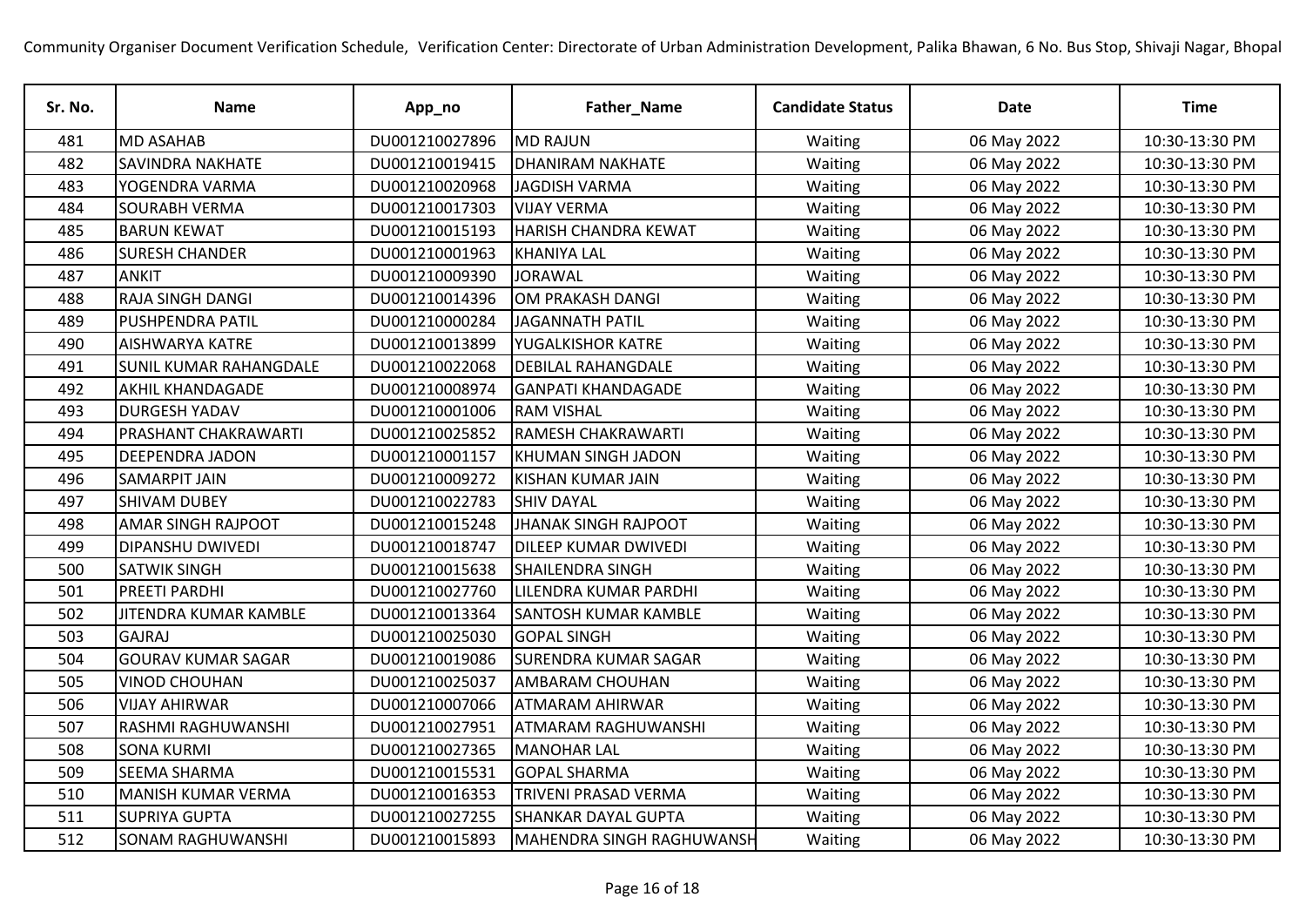Community Organiser Document Verification Schedule, Verification Center: Directorate of Urban Administration Development, Palika Bhawan, 6 No. Bus Stop, Shivaji Nagar, Bhopal

| Sr. No. | Name | App_no | Father_Name | Candidate Status | Date | Time |
|---|---|---|---|---|---|---|
| 481 | MD ASAHAB | DU001210027896 | MD RAJUN | Waiting | 06 May 2022 | 10:30-13:30 PM |
| 482 | SAVINDRA NAKHATE | DU001210019415 | DHANIRAM NAKHATE | Waiting | 06 May 2022 | 10:30-13:30 PM |
| 483 | YOGENDRA VARMA | DU001210020968 | JAGDISH VARMA | Waiting | 06 May 2022 | 10:30-13:30 PM |
| 484 | SOURABH VERMA | DU001210017303 | VIJAY VERMA | Waiting | 06 May 2022 | 10:30-13:30 PM |
| 485 | BARUN KEWAT | DU001210015193 | HARISH CHANDRA KEWAT | Waiting | 06 May 2022 | 10:30-13:30 PM |
| 486 | SURESH CHANDER | DU001210001963 | KHANIYA LAL | Waiting | 06 May 2022 | 10:30-13:30 PM |
| 487 | ANKIT | DU001210009390 | JORAWAL | Waiting | 06 May 2022 | 10:30-13:30 PM |
| 488 | RAJA SINGH DANGI | DU001210014396 | OM PRAKASH DANGI | Waiting | 06 May 2022 | 10:30-13:30 PM |
| 489 | PUSHPENDRA PATIL | DU001210000284 | JAGANNATH PATIL | Waiting | 06 May 2022 | 10:30-13:30 PM |
| 490 | AISHWARYA KATRE | DU001210013899 | YUGALKISHOR KATRE | Waiting | 06 May 2022 | 10:30-13:30 PM |
| 491 | SUNIL KUMAR RAHANGDALE | DU001210022068 | DEBILAL RAHANGDALE | Waiting | 06 May 2022 | 10:30-13:30 PM |
| 492 | AKHIL KHANDAGADE | DU001210008974 | GANPATI KHANDAGADE | Waiting | 06 May 2022 | 10:30-13:30 PM |
| 493 | DURGESH YADAV | DU001210001006 | RAM VISHAL | Waiting | 06 May 2022 | 10:30-13:30 PM |
| 494 | PRASHANT CHAKRAWARTI | DU001210025852 | RAMESH CHAKRAWARTI | Waiting | 06 May 2022 | 10:30-13:30 PM |
| 495 | DEEPENDRA JADON | DU001210001157 | KHUMAN SINGH JADON | Waiting | 06 May 2022 | 10:30-13:30 PM |
| 496 | SAMARPIT JAIN | DU001210009272 | KISHAN KUMAR JAIN | Waiting | 06 May 2022 | 10:30-13:30 PM |
| 497 | SHIVAM DUBEY | DU001210022783 | SHIV DAYAL | Waiting | 06 May 2022 | 10:30-13:30 PM |
| 498 | AMAR SINGH RAJPOOT | DU001210015248 | JHANAK SINGH RAJPOOT | Waiting | 06 May 2022 | 10:30-13:30 PM |
| 499 | DIPANSHU DWIVEDI | DU001210018747 | DILEEP KUMAR DWIVEDI | Waiting | 06 May 2022 | 10:30-13:30 PM |
| 500 | SATWIK SINGH | DU001210015638 | SHAILENDRA SINGH | Waiting | 06 May 2022 | 10:30-13:30 PM |
| 501 | PREETI PARDHI | DU001210027760 | LILENDRA KUMAR PARDHI | Waiting | 06 May 2022 | 10:30-13:30 PM |
| 502 | JITENDRA KUMAR KAMBLE | DU001210013364 | SANTOSH KUMAR KAMBLE | Waiting | 06 May 2022 | 10:30-13:30 PM |
| 503 | GAJRAJ | DU001210025030 | GOPAL SINGH | Waiting | 06 May 2022 | 10:30-13:30 PM |
| 504 | GOURAV KUMAR SAGAR | DU001210019086 | SURENDRA KUMAR SAGAR | Waiting | 06 May 2022 | 10:30-13:30 PM |
| 505 | VINOD CHOUHAN | DU001210025037 | AMBARAM CHOUHAN | Waiting | 06 May 2022 | 10:30-13:30 PM |
| 506 | VIJAY AHIRWAR | DU001210007066 | ATMARAM AHIRWAR | Waiting | 06 May 2022 | 10:30-13:30 PM |
| 507 | RASHMI RAGHUWANSHI | DU001210027951 | ATMARAM RAGHUWANSHI | Waiting | 06 May 2022 | 10:30-13:30 PM |
| 508 | SONA KURMI | DU001210027365 | MANOHAR LAL | Waiting | 06 May 2022 | 10:30-13:30 PM |
| 509 | SEEMA SHARMA | DU001210015531 | GOPAL SHARMA | Waiting | 06 May 2022 | 10:30-13:30 PM |
| 510 | MANISH KUMAR VERMA | DU001210016353 | TRIVENI PRASAD VERMA | Waiting | 06 May 2022 | 10:30-13:30 PM |
| 511 | SUPRIYA GUPTA | DU001210027255 | SHANKAR DAYAL GUPTA | Waiting | 06 May 2022 | 10:30-13:30 PM |
| 512 | SONAM RAGHUWANSHI | DU001210015893 | MAHENDRA SINGH RAGHUWANSH | Waiting | 06 May 2022 | 10:30-13:30 PM |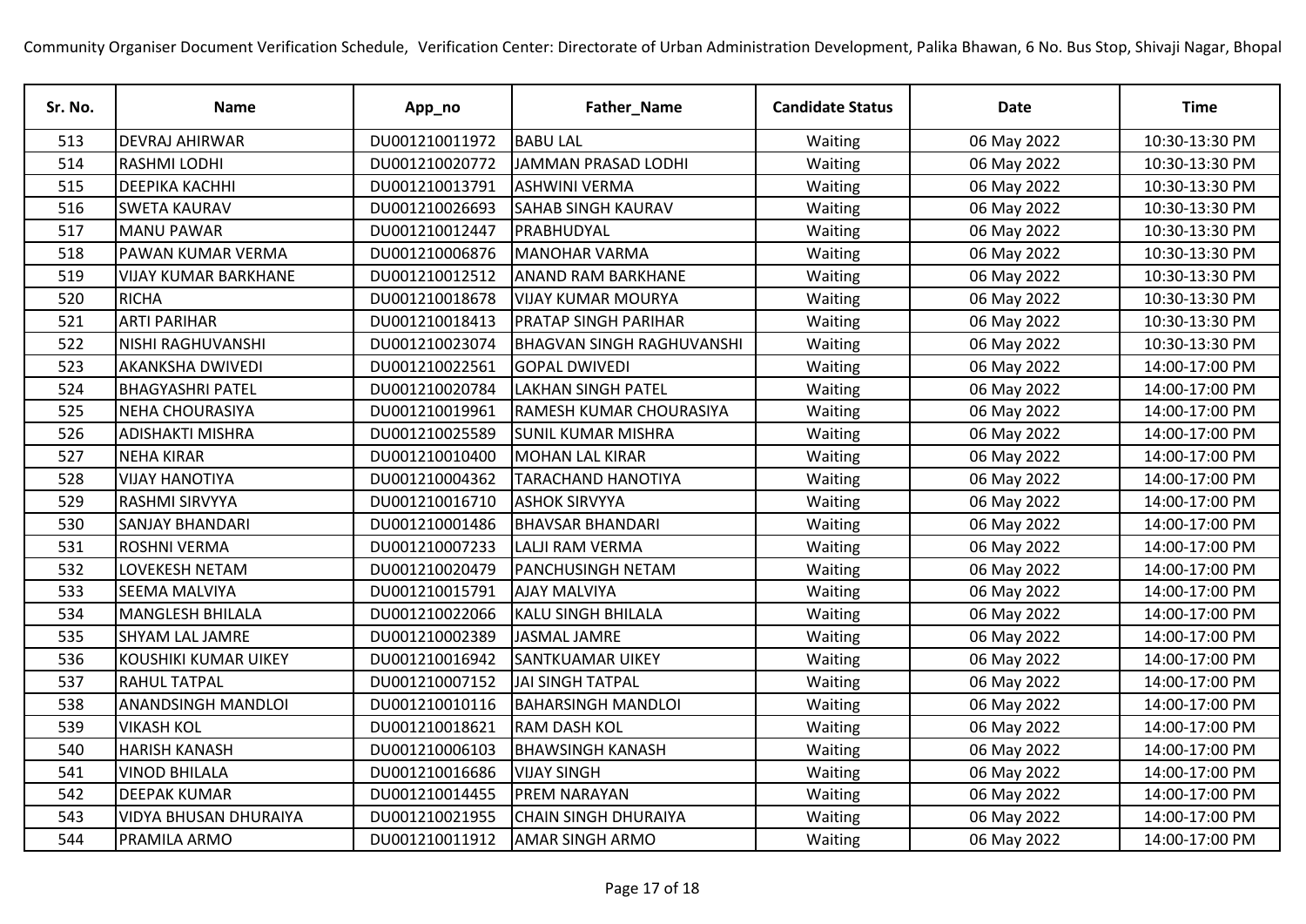Community Organiser Document Verification Schedule, Verification Center: Directorate of Urban Administration Development, Palika Bhawan, 6 No. Bus Stop, Shivaji Nagar, Bhopal

| Sr. No. | Name | App_no | Father_Name | Candidate Status | Date | Time |
|---|---|---|---|---|---|---|
| 513 | DEVRAJ AHIRWAR | DU001210011972 | BABU LAL | Waiting | 06 May 2022 | 10:30-13:30 PM |
| 514 | RASHMI LODHI | DU001210020772 | JAMMAN PRASAD LODHI | Waiting | 06 May 2022 | 10:30-13:30 PM |
| 515 | DEEPIKA KACHHI | DU001210013791 | ASHWINI VERMA | Waiting | 06 May 2022 | 10:30-13:30 PM |
| 516 | SWETA KAURAV | DU001210026693 | SAHAB SINGH KAURAV | Waiting | 06 May 2022 | 10:30-13:30 PM |
| 517 | MANU PAWAR | DU001210012447 | PRABHUDYAL | Waiting | 06 May 2022 | 10:30-13:30 PM |
| 518 | PAWAN KUMAR VERMA | DU001210006876 | MANOHAR VARMA | Waiting | 06 May 2022 | 10:30-13:30 PM |
| 519 | VIJAY KUMAR BARKHANE | DU001210012512 | ANAND RAM BARKHANE | Waiting | 06 May 2022 | 10:30-13:30 PM |
| 520 | RICHA | DU001210018678 | VIJAY KUMAR MOURYA | Waiting | 06 May 2022 | 10:30-13:30 PM |
| 521 | ARTI PARIHAR | DU001210018413 | PRATAP SINGH PARIHAR | Waiting | 06 May 2022 | 10:30-13:30 PM |
| 522 | NISHI RAGHUVANSHI | DU001210023074 | BHAGVAN SINGH RAGHUVANSHI | Waiting | 06 May 2022 | 10:30-13:30 PM |
| 523 | AKANKSHA DWIVEDI | DU001210022561 | GOPAL DWIVEDI | Waiting | 06 May 2022 | 14:00-17:00 PM |
| 524 | BHAGYASHRI PATEL | DU001210020784 | LAKHAN SINGH PATEL | Waiting | 06 May 2022 | 14:00-17:00 PM |
| 525 | NEHA CHOURASIYA | DU001210019961 | RAMESH KUMAR CHOURASIYA | Waiting | 06 May 2022 | 14:00-17:00 PM |
| 526 | ADISHAKTI MISHRA | DU001210025589 | SUNIL KUMAR MISHRA | Waiting | 06 May 2022 | 14:00-17:00 PM |
| 527 | NEHA KIRAR | DU001210010400 | MOHAN LAL KIRAR | Waiting | 06 May 2022 | 14:00-17:00 PM |
| 528 | VIJAY HANOTIYA | DU001210004362 | TARACHAND HANOTIYA | Waiting | 06 May 2022 | 14:00-17:00 PM |
| 529 | RASHMI SIRVYYA | DU001210016710 | ASHOK SIRVYYA | Waiting | 06 May 2022 | 14:00-17:00 PM |
| 530 | SANJAY BHANDARI | DU001210001486 | BHAVSAR BHANDARI | Waiting | 06 May 2022 | 14:00-17:00 PM |
| 531 | ROSHNI VERMA | DU001210007233 | LALJI RAM VERMA | Waiting | 06 May 2022 | 14:00-17:00 PM |
| 532 | LOVEKESH NETAM | DU001210020479 | PANCHUSINGH NETAM | Waiting | 06 May 2022 | 14:00-17:00 PM |
| 533 | SEEMA MALVIYA | DU001210015791 | AJAY MALVIYA | Waiting | 06 May 2022 | 14:00-17:00 PM |
| 534 | MANGLESH BHILALA | DU001210022066 | KALU SINGH BHILALA | Waiting | 06 May 2022 | 14:00-17:00 PM |
| 535 | SHYAM LAL JAMRE | DU001210002389 | JASMAL JAMRE | Waiting | 06 May 2022 | 14:00-17:00 PM |
| 536 | KOUSHIKI KUMAR UIKEY | DU001210016942 | SANTKUAMAR UIKEY | Waiting | 06 May 2022 | 14:00-17:00 PM |
| 537 | RAHUL TATPAL | DU001210007152 | JAI SINGH TATPAL | Waiting | 06 May 2022 | 14:00-17:00 PM |
| 538 | ANANDSINGH MANDLOI | DU001210010116 | BAHARSINGH MANDLOI | Waiting | 06 May 2022 | 14:00-17:00 PM |
| 539 | VIKASH KOL | DU001210018621 | RAM DASH KOL | Waiting | 06 May 2022 | 14:00-17:00 PM |
| 540 | HARISH KANASH | DU001210006103 | BHAWSINGH KANASH | Waiting | 06 May 2022 | 14:00-17:00 PM |
| 541 | VINOD BHILALA | DU001210016686 | VIJAY SINGH | Waiting | 06 May 2022 | 14:00-17:00 PM |
| 542 | DEEPAK KUMAR | DU001210014455 | PREM NARAYAN | Waiting | 06 May 2022 | 14:00-17:00 PM |
| 543 | VIDYA BHUSAN DHURAIYA | DU001210021955 | CHAIN SINGH DHURAIYA | Waiting | 06 May 2022 | 14:00-17:00 PM |
| 544 | PRAMILA ARMO | DU001210011912 | AMAR SINGH ARMO | Waiting | 06 May 2022 | 14:00-17:00 PM |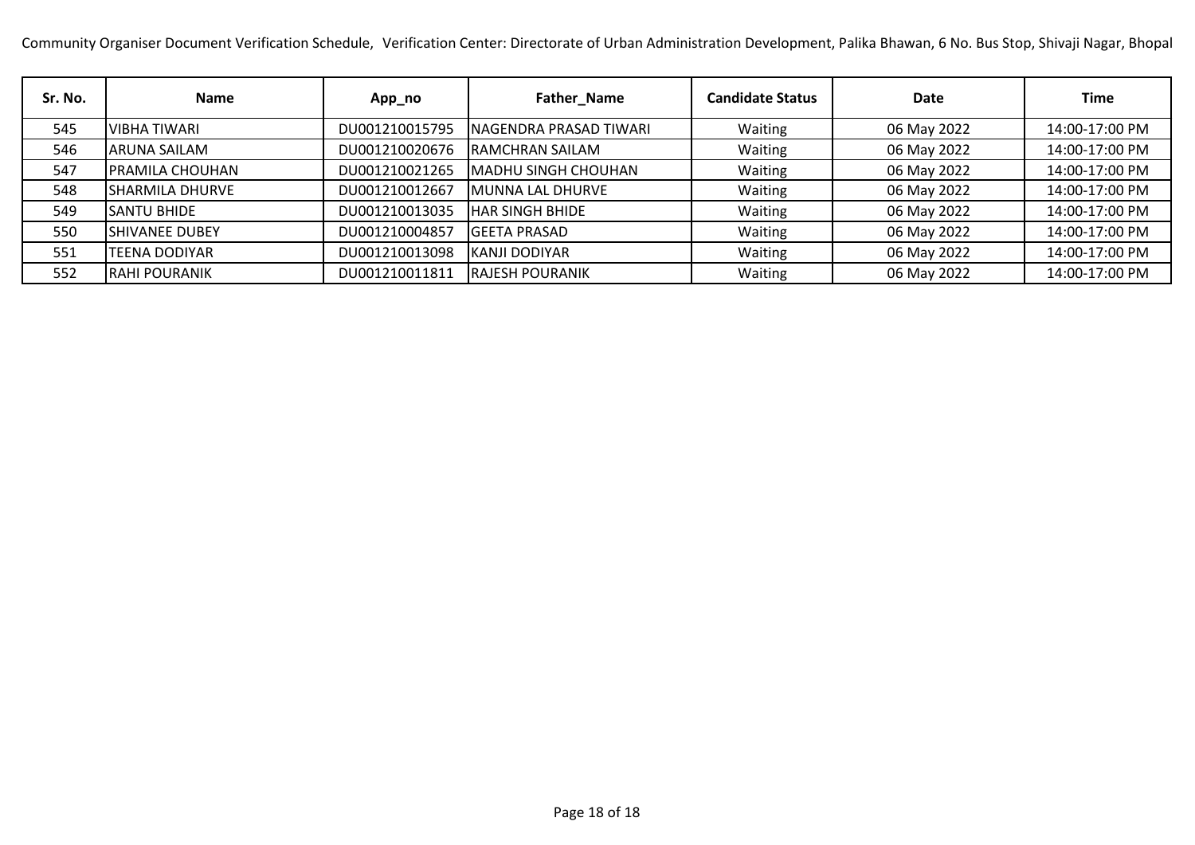Community Organiser Document Verification Schedule, Verification Center: Directorate of Urban Administration Development, Palika Bhawan, 6 No. Bus Stop, Shivaji Nagar, Bhopal

| Sr. No. | Name | App_no | Father_Name | Candidate Status | Date | Time |
|---|---|---|---|---|---|---|
| 545 | VIBHA TIWARI | DU001210015795 | NAGENDRA PRASAD TIWARI | Waiting | 06 May 2022 | 14:00-17:00 PM |
| 546 | ARUNA SAILAM | DU001210020676 | RAMCHRAN SAILAM | Waiting | 06 May 2022 | 14:00-17:00 PM |
| 547 | PRAMILA CHOUHAN | DU001210021265 | MADHU SINGH CHOUHAN | Waiting | 06 May 2022 | 14:00-17:00 PM |
| 548 | SHARMILA DHURVE | DU001210012667 | MUNNA LAL DHURVE | Waiting | 06 May 2022 | 14:00-17:00 PM |
| 549 | SANTU BHIDE | DU001210013035 | HAR SINGH BHIDE | Waiting | 06 May 2022 | 14:00-17:00 PM |
| 550 | SHIVANEE DUBEY | DU001210004857 | GEETA PRASAD | Waiting | 06 May 2022 | 14:00-17:00 PM |
| 551 | TEENA DODIYAR | DU001210013098 | KANJI DODIYAR | Waiting | 06 May 2022 | 14:00-17:00 PM |
| 552 | RAHI POURANIK | DU001210011811 | RAJESH POURANIK | Waiting | 06 May 2022 | 14:00-17:00 PM |